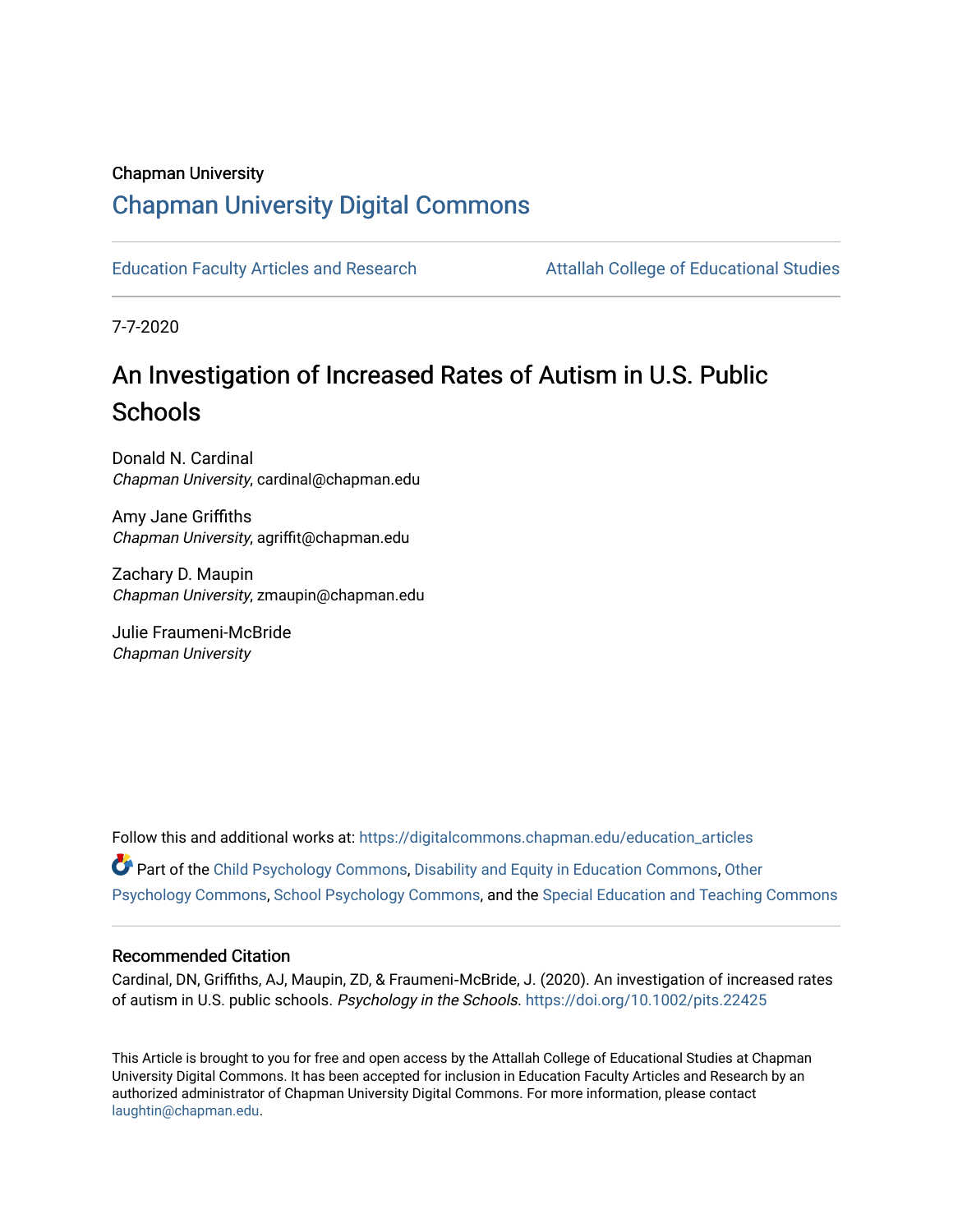Chapman University

# Chapman University Digital Commons

Education Faculty Articles and Research | Attallah College of Educational Studies

7-7-2020

## An Investigation of Increased Rates of Autism in U.S. Public Schools

Donald N. Cardinal
*Chapman University*, cardinal@chapman.edu

Amy Jane Griffiths
*Chapman University*, agriffit@chapman.edu

Zachary D. Maupin
*Chapman University*, zmaupin@chapman.edu

Julie Fraumeni-McBride
*Chapman University*

Follow this and additional works at: https://digitalcommons.chapman.edu/education_articles

Part of the Child Psychology Commons, Disability and Equity in Education Commons, Other Psychology Commons, School Psychology Commons, and the Special Education and Teaching Commons

### Recommended Citation

Cardinal, DN, Griffiths, AJ, Maupin, ZD, & Fraumeni-McBride, J. (2020). An investigation of increased rates of autism in U.S. public schools. *Psychology in the Schools*. https://doi.org/10.1002/pits.22425

This Article is brought to you for free and open access by the Attallah College of Educational Studies at Chapman University Digital Commons. It has been accepted for inclusion in Education Faculty Articles and Research by an authorized administrator of Chapman University Digital Commons. For more information, please contact laughtin@chapman.edu.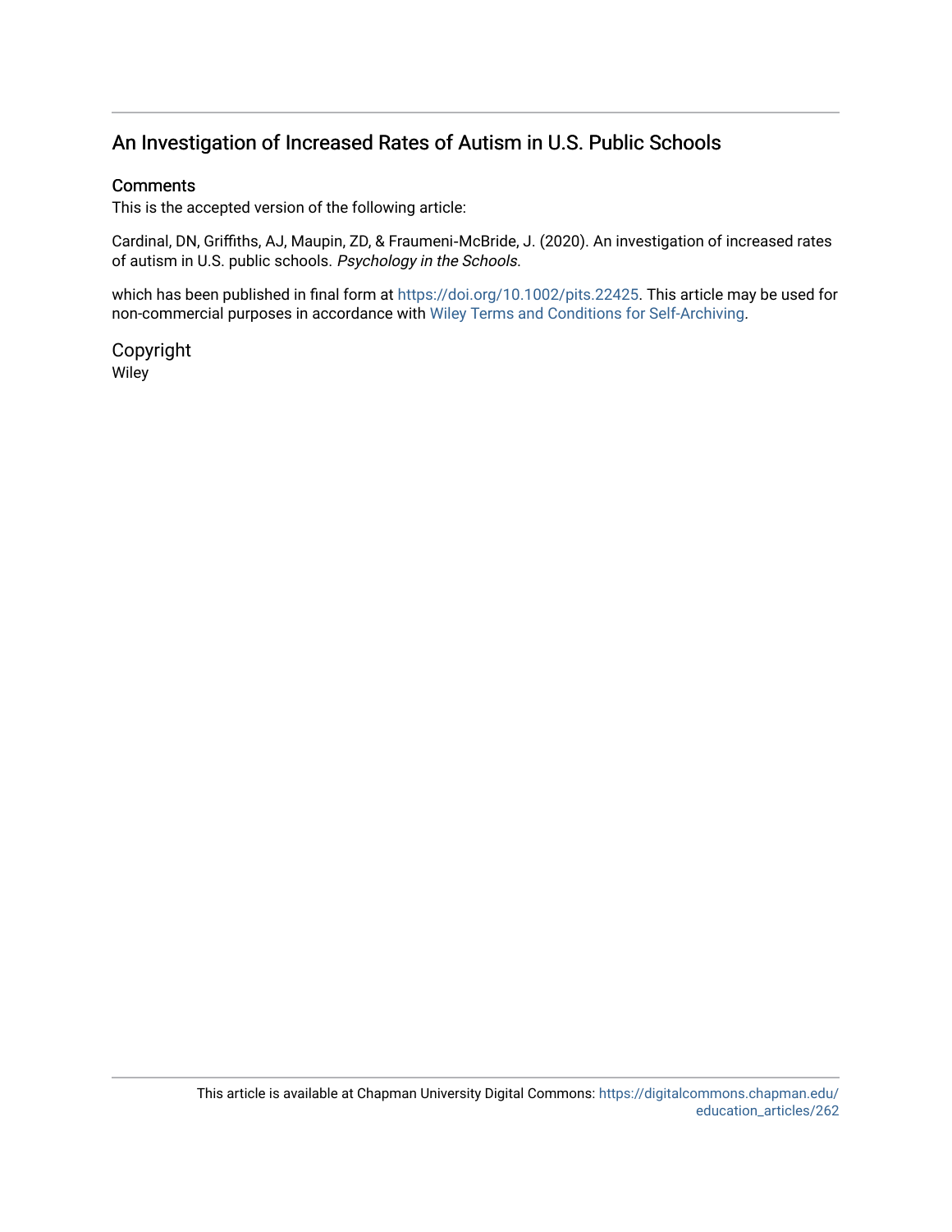## An Investigation of Increased Rates of Autism in U.S. Public Schools

### Comments

This is the accepted version of the following article:

Cardinal, DN, Griffiths, AJ, Maupin, ZD, & Fraumeni-McBride, J. (2020). An investigation of increased rates of autism in U.S. public schools. *Psychology in the Schools*.

which has been published in final form at https://doi.org/10.1002/pits.22425. This article may be used for non-commercial purposes in accordance with Wiley Terms and Conditions for Self-Archiving.

### Copyright

Wiley

This article is available at Chapman University Digital Commons: https://digitalcommons.chapman.edu/education_articles/262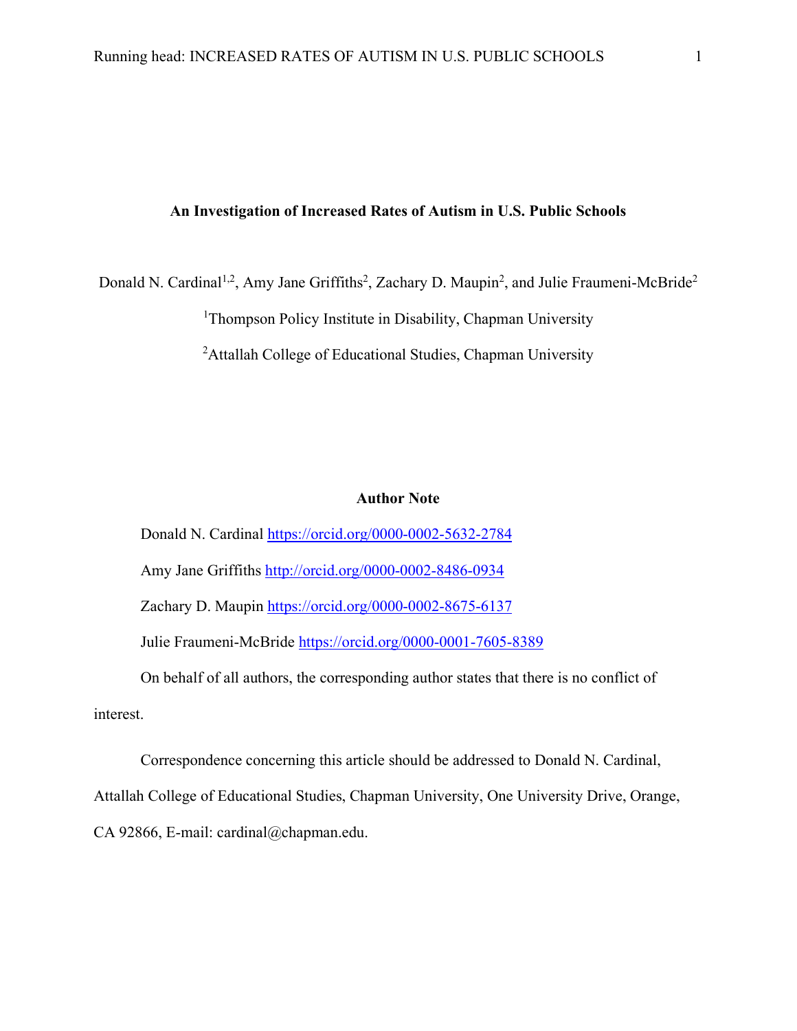**An Investigation of Increased Rates of Autism in U.S. Public Schools**

Donald N. Cardinal[1,2], Amy Jane Griffiths[2], Zachary D. Maupin[2], and Julie Fraumeni-McBride[2]

[1]Thompson Policy Institute in Disability, Chapman University

[2]Attallah College of Educational Studies, Chapman University

**Author Note**

Donald N. Cardinal https://orcid.org/0000-0002-5632-2784

Amy Jane Griffiths http://orcid.org/0000-0002-8486-0934

Zachary D. Maupin https://orcid.org/0000-0002-8675-6137

Julie Fraumeni-McBride https://orcid.org/0000-0001-7605-8389

On behalf of all authors, the corresponding author states that there is no conflict of interest.

Correspondence concerning this article should be addressed to Donald N. Cardinal, Attallah College of Educational Studies, Chapman University, One University Drive, Orange, CA 92866, E-mail: cardinal@chapman.edu.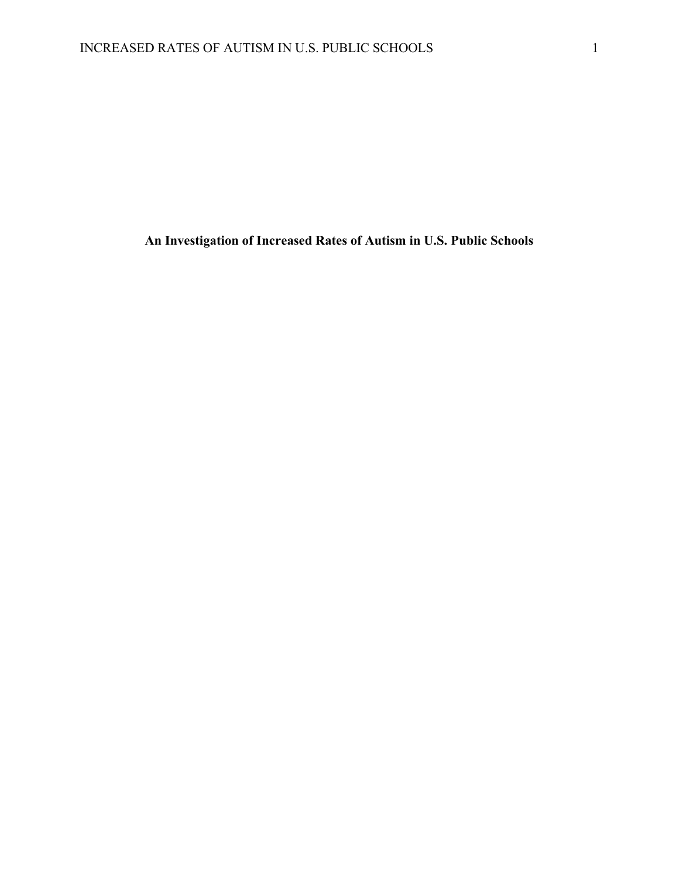# An Investigation of Increased Rates of Autism in U.S. Public Schools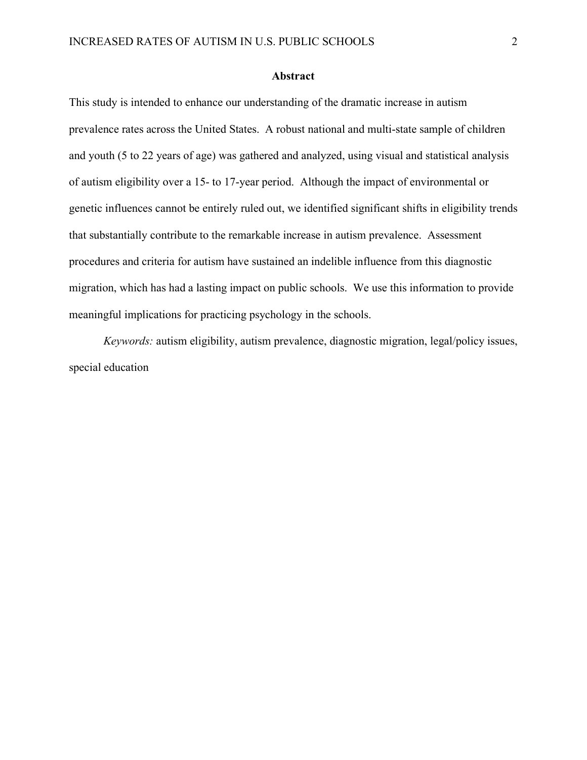## Abstract

This study is intended to enhance our understanding of the dramatic increase in autism prevalence rates across the United States. A robust national and multi-state sample of children and youth (5 to 22 years of age) was gathered and analyzed, using visual and statistical analysis of autism eligibility over a 15- to 17-year period. Although the impact of environmental or genetic influences cannot be entirely ruled out, we identified significant shifts in eligibility trends that substantially contribute to the remarkable increase in autism prevalence. Assessment procedures and criteria for autism have sustained an indelible influence from this diagnostic migration, which has had a lasting impact on public schools. We use this information to provide meaningful implications for practicing psychology in the schools.

*Keywords:* autism eligibility, autism prevalence, diagnostic migration, legal/policy issues, special education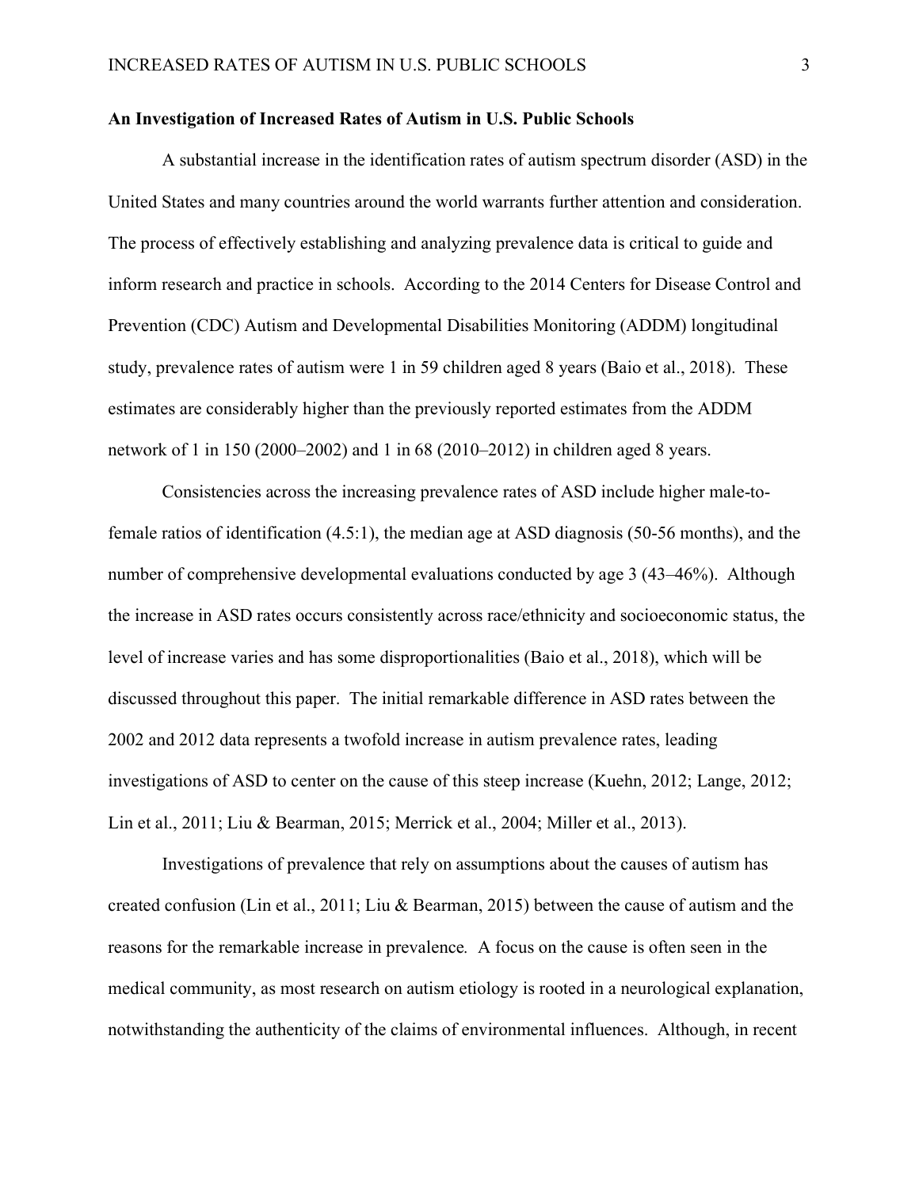**An Investigation of Increased Rates of Autism in U.S. Public Schools**

A substantial increase in the identification rates of autism spectrum disorder (ASD) in the United States and many countries around the world warrants further attention and consideration. The process of effectively establishing and analyzing prevalence data is critical to guide and inform research and practice in schools. According to the 2014 Centers for Disease Control and Prevention (CDC) Autism and Developmental Disabilities Monitoring (ADDM) longitudinal study, prevalence rates of autism were 1 in 59 children aged 8 years (Baio et al., 2018). These estimates are considerably higher than the previously reported estimates from the ADDM network of 1 in 150 (2000–2002) and 1 in 68 (2010–2012) in children aged 8 years.

Consistencies across the increasing prevalence rates of ASD include higher male-to-female ratios of identification (4.5:1), the median age at ASD diagnosis (50-56 months), and the number of comprehensive developmental evaluations conducted by age 3 (43–46%). Although the increase in ASD rates occurs consistently across race/ethnicity and socioeconomic status, the level of increase varies and has some disproportionalities (Baio et al., 2018), which will be discussed throughout this paper. The initial remarkable difference in ASD rates between the 2002 and 2012 data represents a twofold increase in autism prevalence rates, leading investigations of ASD to center on the cause of this steep increase (Kuehn, 2012; Lange, 2012; Lin et al., 2011; Liu & Bearman, 2015; Merrick et al., 2004; Miller et al., 2013).

Investigations of prevalence that rely on assumptions about the causes of autism has created confusion (Lin et al., 2011; Liu & Bearman, 2015) between the cause of autism and the reasons for the remarkable increase in prevalence. A focus on the cause is often seen in the medical community, as most research on autism etiology is rooted in a neurological explanation, notwithstanding the authenticity of the claims of environmental influences. Although, in recent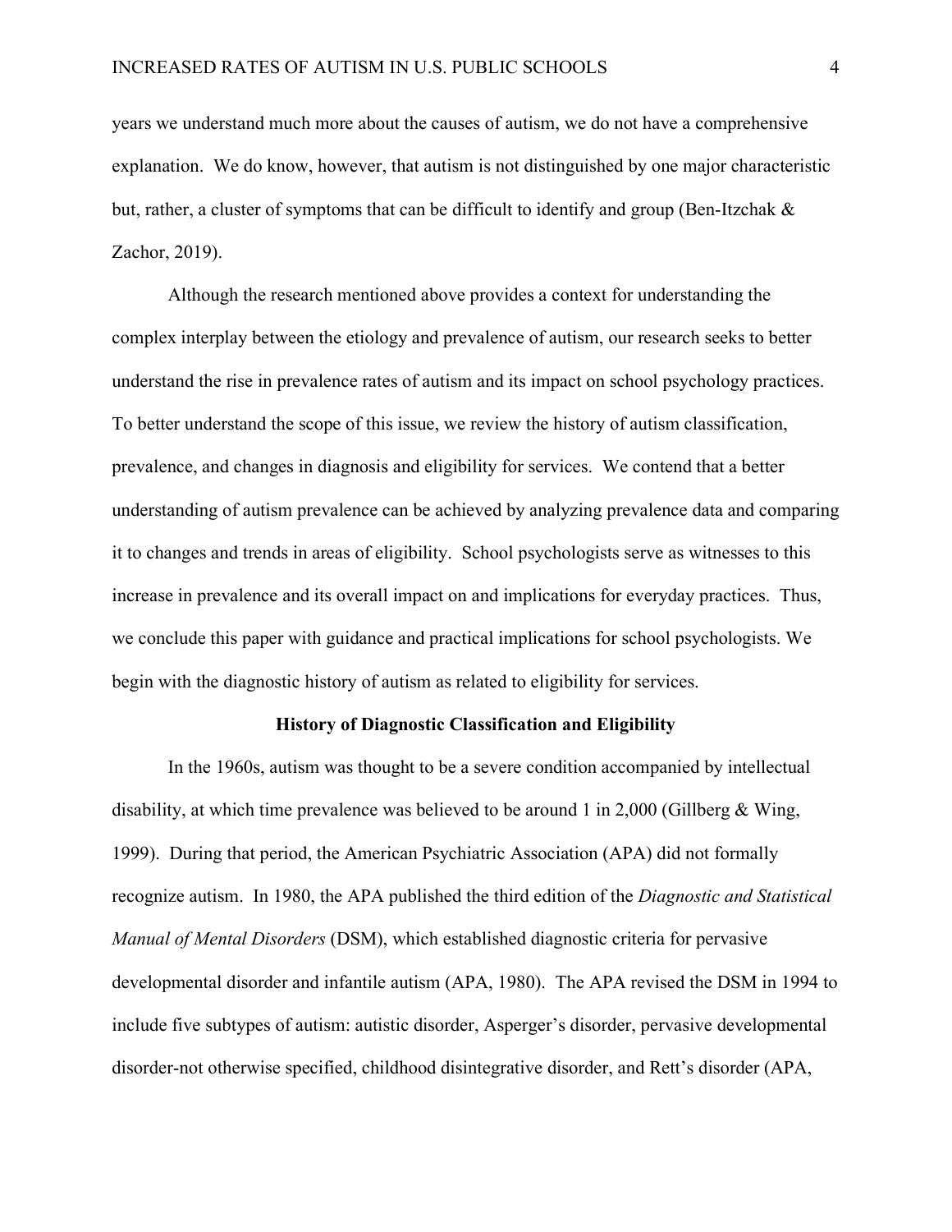years we understand much more about the causes of autism, we do not have a comprehensive explanation. We do know, however, that autism is not distinguished by one major characteristic but, rather, a cluster of symptoms that can be difficult to identify and group (Ben-Itzchak & Zachor, 2019).

Although the research mentioned above provides a context for understanding the complex interplay between the etiology and prevalence of autism, our research seeks to better understand the rise in prevalence rates of autism and its impact on school psychology practices. To better understand the scope of this issue, we review the history of autism classification, prevalence, and changes in diagnosis and eligibility for services. We contend that a better understanding of autism prevalence can be achieved by analyzing prevalence data and comparing it to changes and trends in areas of eligibility. School psychologists serve as witnesses to this increase in prevalence and its overall impact on and implications for everyday practices. Thus, we conclude this paper with guidance and practical implications for school psychologists. We begin with the diagnostic history of autism as related to eligibility for services.

## History of Diagnostic Classification and Eligibility

In the 1960s, autism was thought to be a severe condition accompanied by intellectual disability, at which time prevalence was believed to be around 1 in 2,000 (Gillberg & Wing, 1999). During that period, the American Psychiatric Association (APA) did not formally recognize autism. In 1980, the APA published the third edition of the *Diagnostic and Statistical Manual of Mental Disorders* (DSM), which established diagnostic criteria for pervasive developmental disorder and infantile autism (APA, 1980). The APA revised the DSM in 1994 to include five subtypes of autism: autistic disorder, Asperger's disorder, pervasive developmental disorder-not otherwise specified, childhood disintegrative disorder, and Rett's disorder (APA,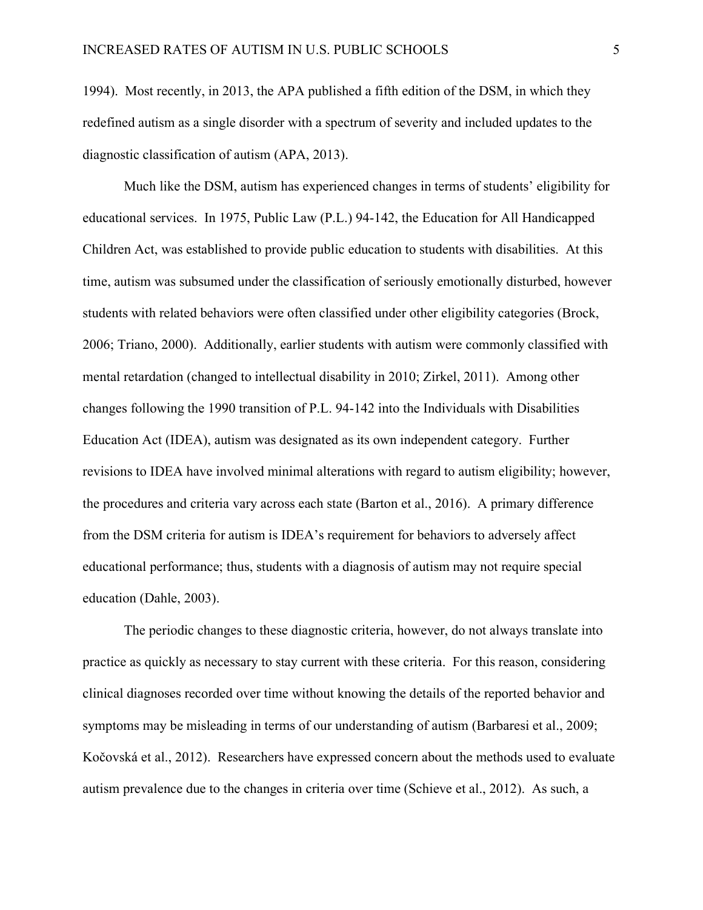1994). Most recently, in 2013, the APA published a fifth edition of the DSM, in which they redefined autism as a single disorder with a spectrum of severity and included updates to the diagnostic classification of autism (APA, 2013).

Much like the DSM, autism has experienced changes in terms of students' eligibility for educational services. In 1975, Public Law (P.L.) 94-142, the Education for All Handicapped Children Act, was established to provide public education to students with disabilities. At this time, autism was subsumed under the classification of seriously emotionally disturbed, however students with related behaviors were often classified under other eligibility categories (Brock, 2006; Triano, 2000). Additionally, earlier students with autism were commonly classified with mental retardation (changed to intellectual disability in 2010; Zirkel, 2011). Among other changes following the 1990 transition of P.L. 94-142 into the Individuals with Disabilities Education Act (IDEA), autism was designated as its own independent category. Further revisions to IDEA have involved minimal alterations with regard to autism eligibility; however, the procedures and criteria vary across each state (Barton et al., 2016). A primary difference from the DSM criteria for autism is IDEA's requirement for behaviors to adversely affect educational performance; thus, students with a diagnosis of autism may not require special education (Dahle, 2003).

The periodic changes to these diagnostic criteria, however, do not always translate into practice as quickly as necessary to stay current with these criteria. For this reason, considering clinical diagnoses recorded over time without knowing the details of the reported behavior and symptoms may be misleading in terms of our understanding of autism (Barbaresi et al., 2009; Kočovská et al., 2012). Researchers have expressed concern about the methods used to evaluate autism prevalence due to the changes in criteria over time (Schieve et al., 2012). As such, a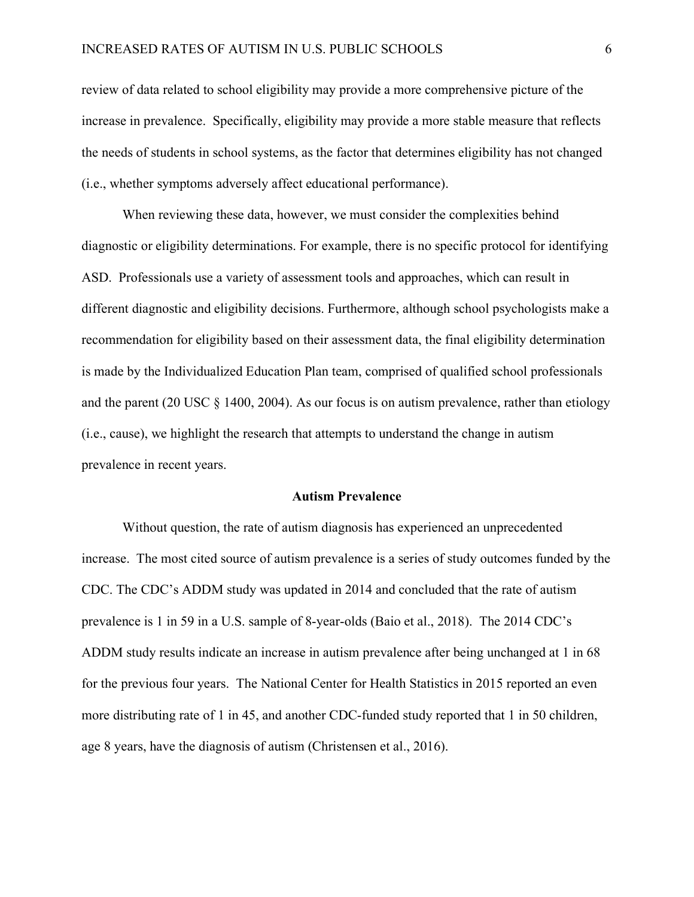review of data related to school eligibility may provide a more comprehensive picture of the increase in prevalence. Specifically, eligibility may provide a more stable measure that reflects the needs of students in school systems, as the factor that determines eligibility has not changed (i.e., whether symptoms adversely affect educational performance).

When reviewing these data, however, we must consider the complexities behind diagnostic or eligibility determinations. For example, there is no specific protocol for identifying ASD. Professionals use a variety of assessment tools and approaches, which can result in different diagnostic and eligibility decisions. Furthermore, although school psychologists make a recommendation for eligibility based on their assessment data, the final eligibility determination is made by the Individualized Education Plan team, comprised of qualified school professionals and the parent (20 USC § 1400, 2004). As our focus is on autism prevalence, rather than etiology (i.e., cause), we highlight the research that attempts to understand the change in autism prevalence in recent years.

## Autism Prevalence

Without question, the rate of autism diagnosis has experienced an unprecedented increase. The most cited source of autism prevalence is a series of study outcomes funded by the CDC. The CDC's ADDM study was updated in 2014 and concluded that the rate of autism prevalence is 1 in 59 in a U.S. sample of 8-year-olds (Baio et al., 2018). The 2014 CDC's ADDM study results indicate an increase in autism prevalence after being unchanged at 1 in 68 for the previous four years. The National Center for Health Statistics in 2015 reported an even more distributing rate of 1 in 45, and another CDC-funded study reported that 1 in 50 children, age 8 years, have the diagnosis of autism (Christensen et al., 2016).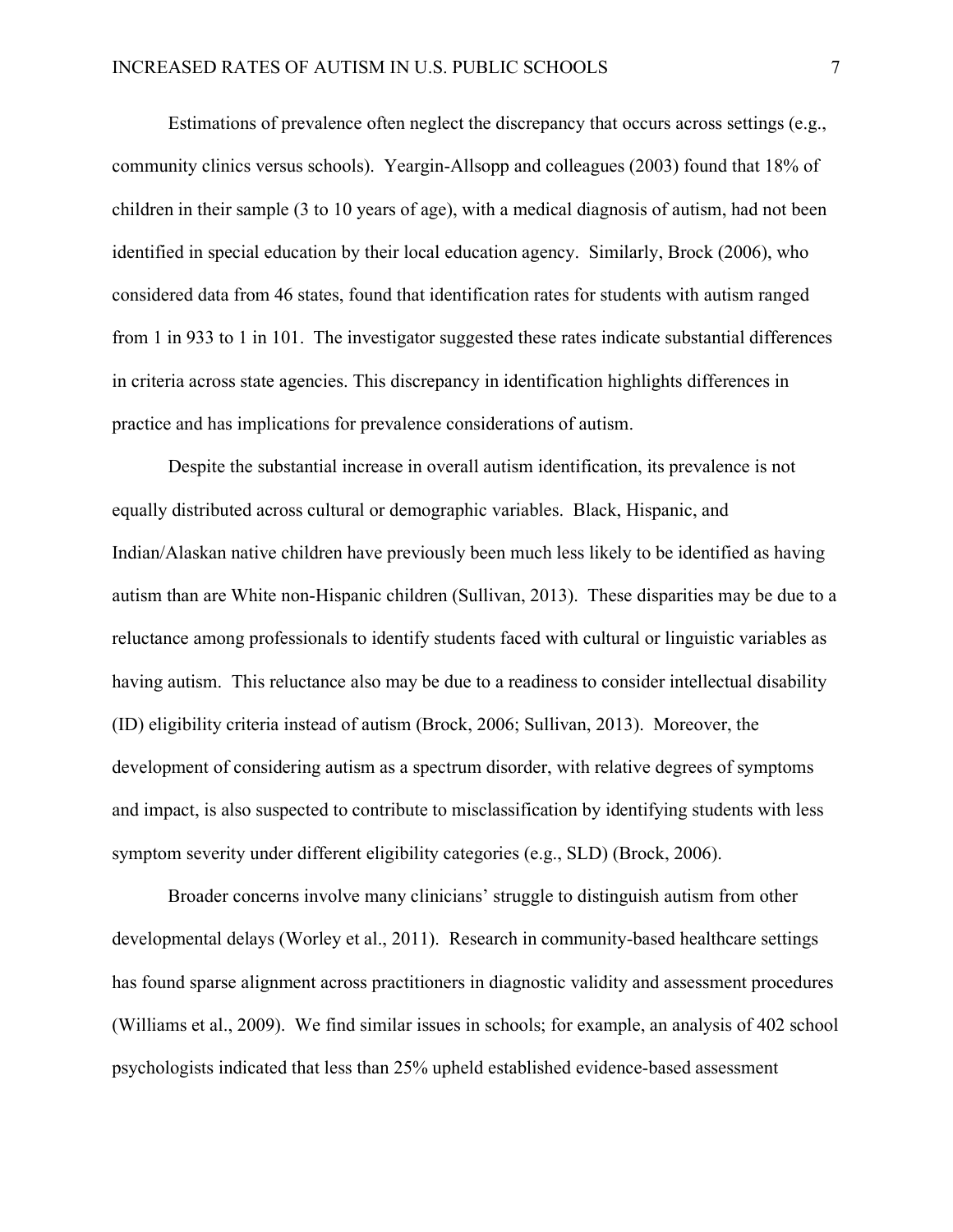Estimations of prevalence often neglect the discrepancy that occurs across settings (e.g., community clinics versus schools). Yeargin-Allsopp and colleagues (2003) found that 18% of children in their sample (3 to 10 years of age), with a medical diagnosis of autism, had not been identified in special education by their local education agency. Similarly, Brock (2006), who considered data from 46 states, found that identification rates for students with autism ranged from 1 in 933 to 1 in 101. The investigator suggested these rates indicate substantial differences in criteria across state agencies. This discrepancy in identification highlights differences in practice and has implications for prevalence considerations of autism.

Despite the substantial increase in overall autism identification, its prevalence is not equally distributed across cultural or demographic variables. Black, Hispanic, and Indian/Alaskan native children have previously been much less likely to be identified as having autism than are White non-Hispanic children (Sullivan, 2013). These disparities may be due to a reluctance among professionals to identify students faced with cultural or linguistic variables as having autism. This reluctance also may be due to a readiness to consider intellectual disability (ID) eligibility criteria instead of autism (Brock, 2006; Sullivan, 2013). Moreover, the development of considering autism as a spectrum disorder, with relative degrees of symptoms and impact, is also suspected to contribute to misclassification by identifying students with less symptom severity under different eligibility categories (e.g., SLD) (Brock, 2006).

Broader concerns involve many clinicians' struggle to distinguish autism from other developmental delays (Worley et al., 2011). Research in community-based healthcare settings has found sparse alignment across practitioners in diagnostic validity and assessment procedures (Williams et al., 2009). We find similar issues in schools; for example, an analysis of 402 school psychologists indicated that less than 25% upheld established evidence-based assessment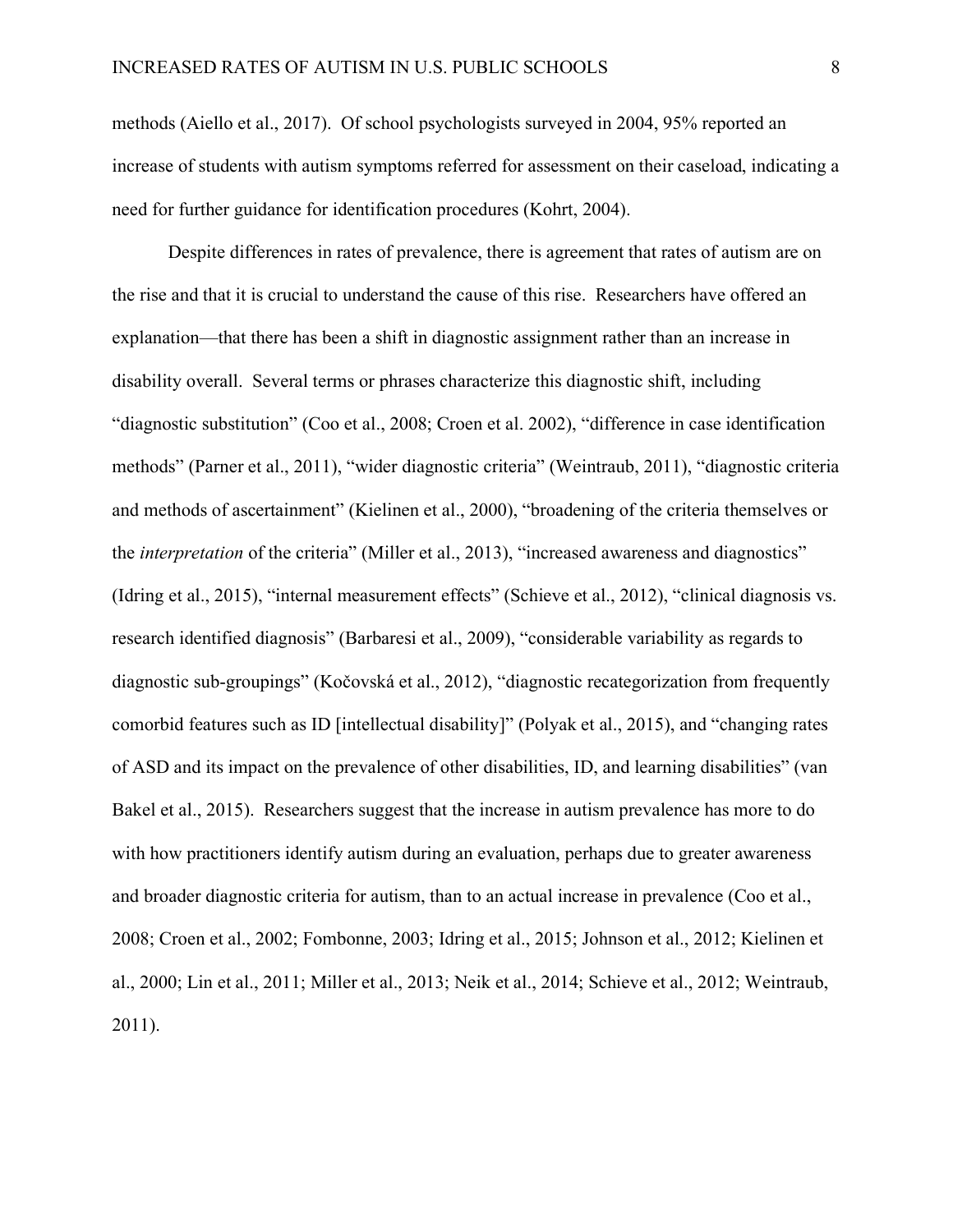methods (Aiello et al., 2017). Of school psychologists surveyed in 2004, 95% reported an increase of students with autism symptoms referred for assessment on their caseload, indicating a need for further guidance for identification procedures (Kohrt, 2004).

Despite differences in rates of prevalence, there is agreement that rates of autism are on the rise and that it is crucial to understand the cause of this rise. Researchers have offered an explanation—that there has been a shift in diagnostic assignment rather than an increase in disability overall. Several terms or phrases characterize this diagnostic shift, including "diagnostic substitution" (Coo et al., 2008; Croen et al. 2002), "difference in case identification methods" (Parner et al., 2011), "wider diagnostic criteria" (Weintraub, 2011), "diagnostic criteria and methods of ascertainment" (Kielinen et al., 2000), "broadening of the criteria themselves or the *interpretation* of the criteria" (Miller et al., 2013), "increased awareness and diagnostics" (Idring et al., 2015), "internal measurement effects" (Schieve et al., 2012), "clinical diagnosis vs. research identified diagnosis" (Barbaresi et al., 2009), "considerable variability as regards to diagnostic sub-groupings" (Kočovská et al., 2012), "diagnostic recategorization from frequently comorbid features such as ID [intellectual disability]" (Polyak et al., 2015), and "changing rates of ASD and its impact on the prevalence of other disabilities, ID, and learning disabilities" (van Bakel et al., 2015). Researchers suggest that the increase in autism prevalence has more to do with how practitioners identify autism during an evaluation, perhaps due to greater awareness and broader diagnostic criteria for autism, than to an actual increase in prevalence (Coo et al., 2008; Croen et al., 2002; Fombonne, 2003; Idring et al., 2015; Johnson et al., 2012; Kielinen et al., 2000; Lin et al., 2011; Miller et al., 2013; Neik et al., 2014; Schieve et al., 2012; Weintraub, 2011).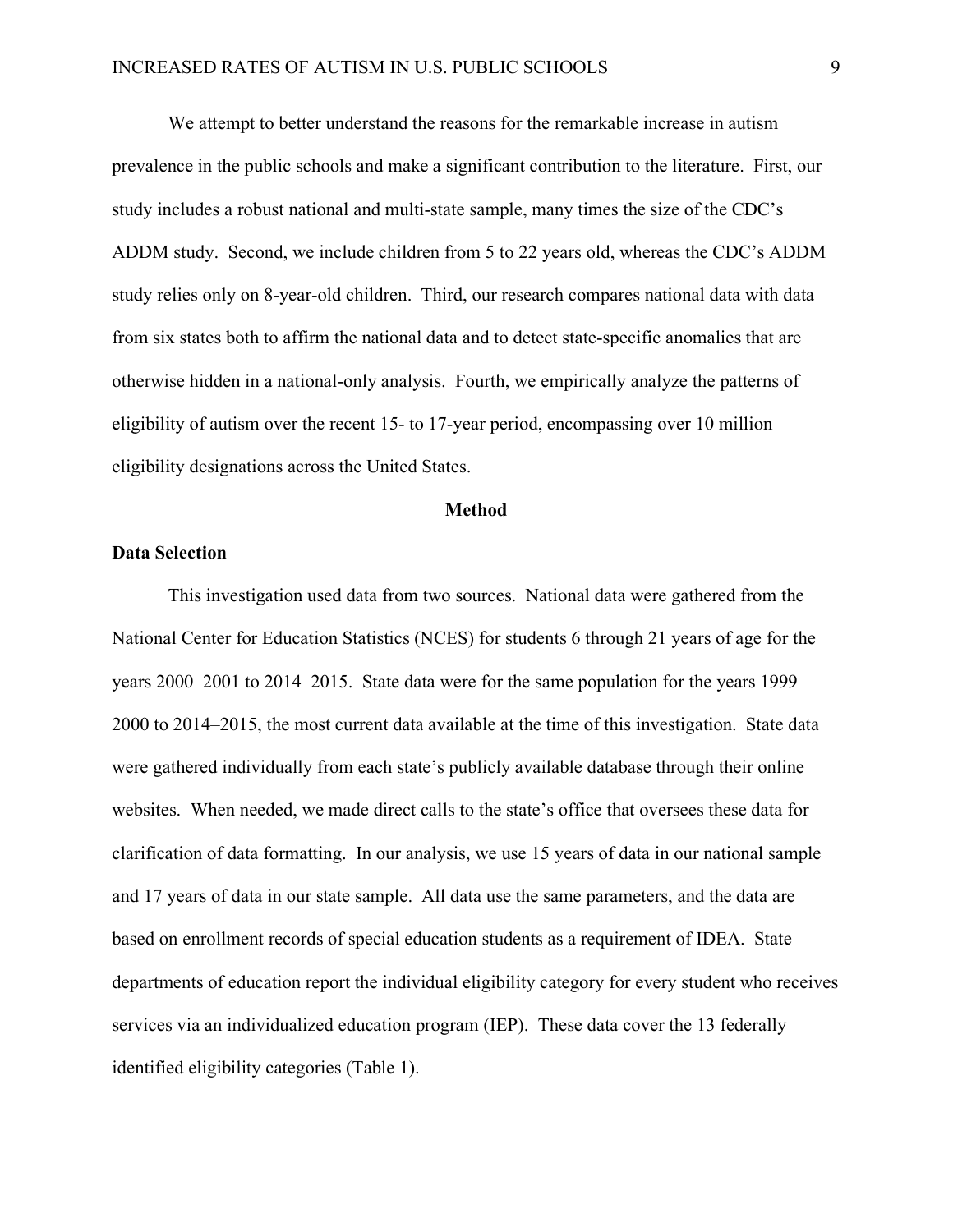We attempt to better understand the reasons for the remarkable increase in autism prevalence in the public schools and make a significant contribution to the literature. First, our study includes a robust national and multi-state sample, many times the size of the CDC's ADDM study. Second, we include children from 5 to 22 years old, whereas the CDC's ADDM study relies only on 8-year-old children. Third, our research compares national data with data from six states both to affirm the national data and to detect state-specific anomalies that are otherwise hidden in a national-only analysis. Fourth, we empirically analyze the patterns of eligibility of autism over the recent 15- to 17-year period, encompassing over 10 million eligibility designations across the United States.

## Method

### Data Selection

This investigation used data from two sources. National data were gathered from the National Center for Education Statistics (NCES) for students 6 through 21 years of age for the years 2000–2001 to 2014–2015. State data were for the same population for the years 1999–2000 to 2014–2015, the most current data available at the time of this investigation. State data were gathered individually from each state's publicly available database through their online websites. When needed, we made direct calls to the state's office that oversees these data for clarification of data formatting. In our analysis, we use 15 years of data in our national sample and 17 years of data in our state sample. All data use the same parameters, and the data are based on enrollment records of special education students as a requirement of IDEA. State departments of education report the individual eligibility category for every student who receives services via an individualized education program (IEP). These data cover the 13 federally identified eligibility categories (Table 1).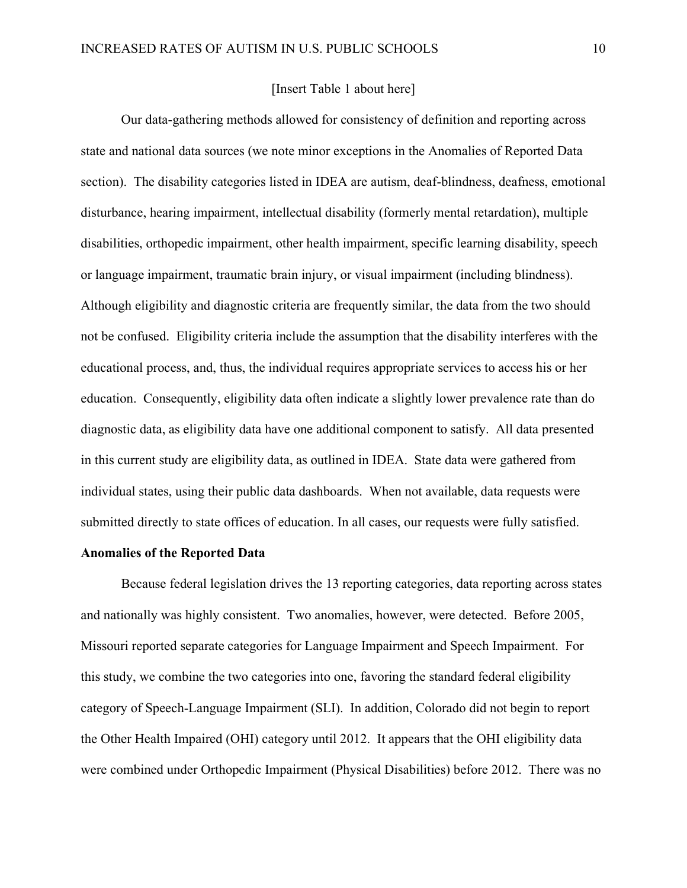[Insert Table 1 about here]

Our data-gathering methods allowed for consistency of definition and reporting across state and national data sources (we note minor exceptions in the Anomalies of Reported Data section). The disability categories listed in IDEA are autism, deaf-blindness, deafness, emotional disturbance, hearing impairment, intellectual disability (formerly mental retardation), multiple disabilities, orthopedic impairment, other health impairment, specific learning disability, speech or language impairment, traumatic brain injury, or visual impairment (including blindness). Although eligibility and diagnostic criteria are frequently similar, the data from the two should not be confused. Eligibility criteria include the assumption that the disability interferes with the educational process, and, thus, the individual requires appropriate services to access his or her education. Consequently, eligibility data often indicate a slightly lower prevalence rate than do diagnostic data, as eligibility data have one additional component to satisfy. All data presented in this current study are eligibility data, as outlined in IDEA. State data were gathered from individual states, using their public data dashboards. When not available, data requests were submitted directly to state offices of education. In all cases, our requests were fully satisfied.

**Anomalies of the Reported Data**

Because federal legislation drives the 13 reporting categories, data reporting across states and nationally was highly consistent. Two anomalies, however, were detected. Before 2005, Missouri reported separate categories for Language Impairment and Speech Impairment. For this study, we combine the two categories into one, favoring the standard federal eligibility category of Speech-Language Impairment (SLI). In addition, Colorado did not begin to report the Other Health Impaired (OHI) category until 2012. It appears that the OHI eligibility data were combined under Orthopedic Impairment (Physical Disabilities) before 2012. There was no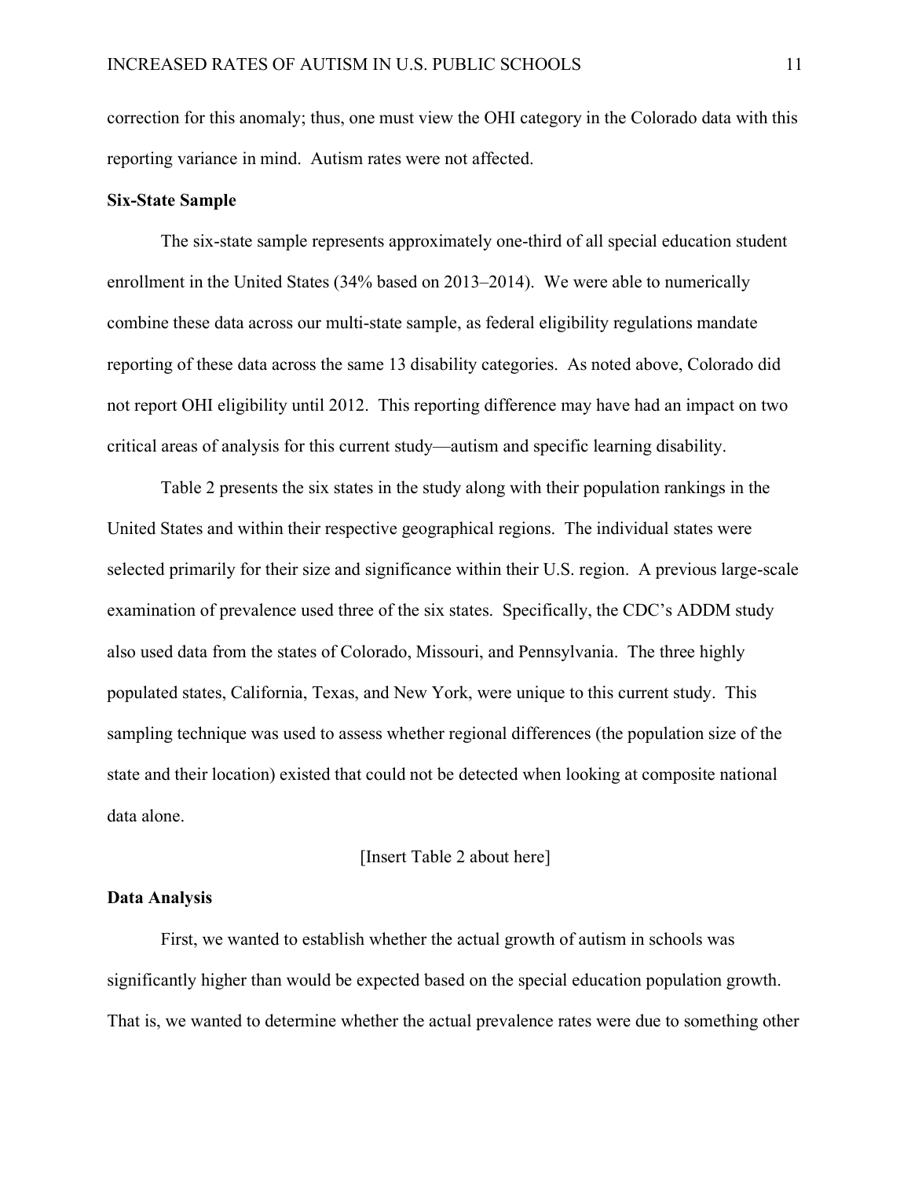correction for this anomaly; thus, one must view the OHI category in the Colorado data with this reporting variance in mind. Autism rates were not affected.

**Six-State Sample**

The six-state sample represents approximately one-third of all special education student enrollment in the United States (34% based on 2013–2014). We were able to numerically combine these data across our multi-state sample, as federal eligibility regulations mandate reporting of these data across the same 13 disability categories. As noted above, Colorado did not report OHI eligibility until 2012. This reporting difference may have had an impact on two critical areas of analysis for this current study—autism and specific learning disability.

Table 2 presents the six states in the study along with their population rankings in the United States and within their respective geographical regions. The individual states were selected primarily for their size and significance within their U.S. region. A previous large-scale examination of prevalence used three of the six states. Specifically, the CDC's ADDM study also used data from the states of Colorado, Missouri, and Pennsylvania. The three highly populated states, California, Texas, and New York, were unique to this current study. This sampling technique was used to assess whether regional differences (the population size of the state and their location) existed that could not be detected when looking at composite national data alone.

[Insert Table 2 about here]

**Data Analysis**

First, we wanted to establish whether the actual growth of autism in schools was significantly higher than would be expected based on the special education population growth. That is, we wanted to determine whether the actual prevalence rates were due to something other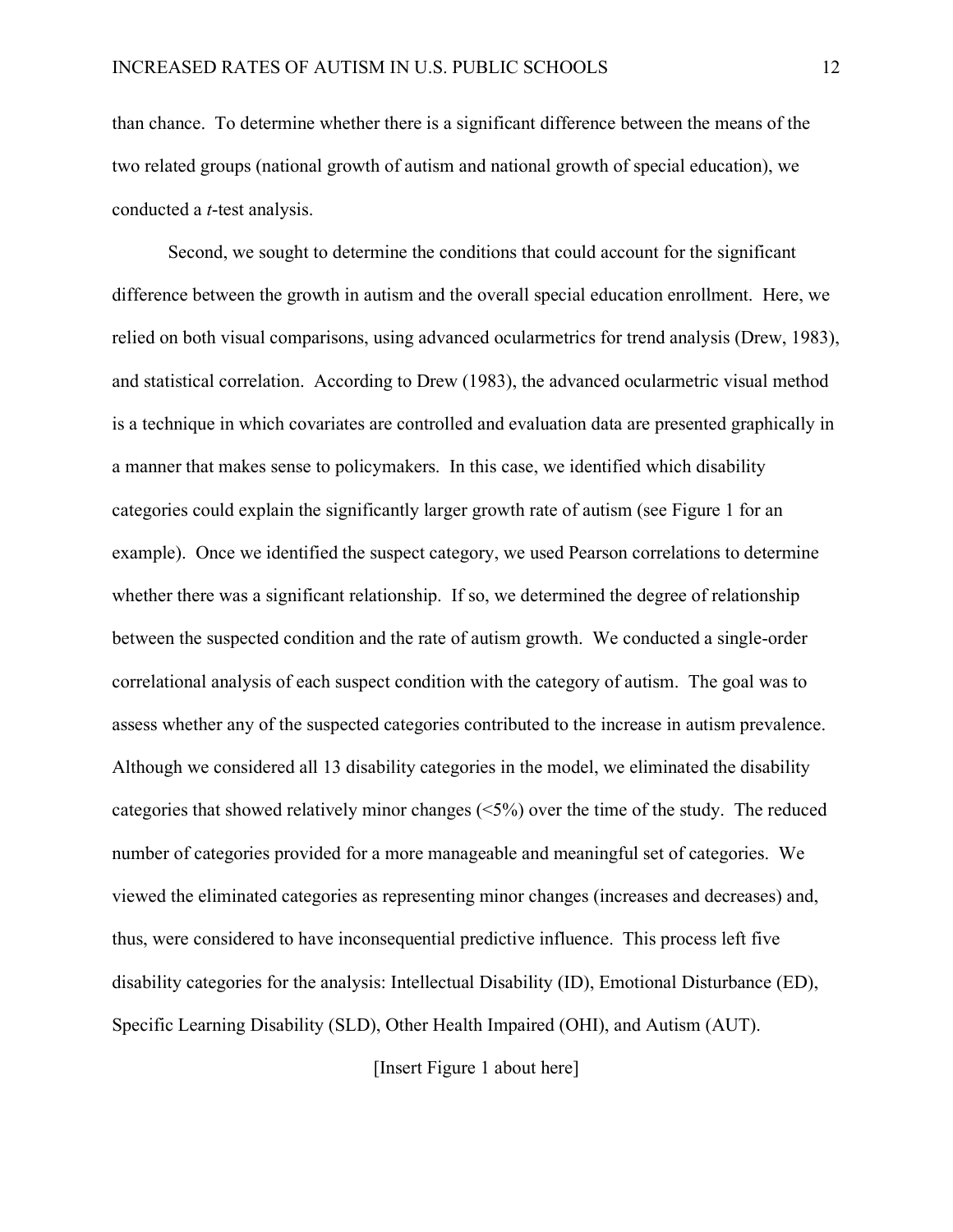than chance. To determine whether there is a significant difference between the means of the two related groups (national growth of autism and national growth of special education), we conducted a *t*-test analysis.

Second, we sought to determine the conditions that could account for the significant difference between the growth in autism and the overall special education enrollment. Here, we relied on both visual comparisons, using advanced ocularmetrics for trend analysis (Drew, 1983), and statistical correlation. According to Drew (1983), the advanced ocularmetric visual method is a technique in which covariates are controlled and evaluation data are presented graphically in a manner that makes sense to policymakers. In this case, we identified which disability categories could explain the significantly larger growth rate of autism (see Figure 1 for an example). Once we identified the suspect category, we used Pearson correlations to determine whether there was a significant relationship. If so, we determined the degree of relationship between the suspected condition and the rate of autism growth. We conducted a single-order correlational analysis of each suspect condition with the category of autism. The goal was to assess whether any of the suspected categories contributed to the increase in autism prevalence. Although we considered all 13 disability categories in the model, we eliminated the disability categories that showed relatively minor changes (<5%) over the time of the study. The reduced number of categories provided for a more manageable and meaningful set of categories. We viewed the eliminated categories as representing minor changes (increases and decreases) and, thus, were considered to have inconsequential predictive influence. This process left five disability categories for the analysis: Intellectual Disability (ID), Emotional Disturbance (ED), Specific Learning Disability (SLD), Other Health Impaired (OHI), and Autism (AUT).

[Insert Figure 1 about here]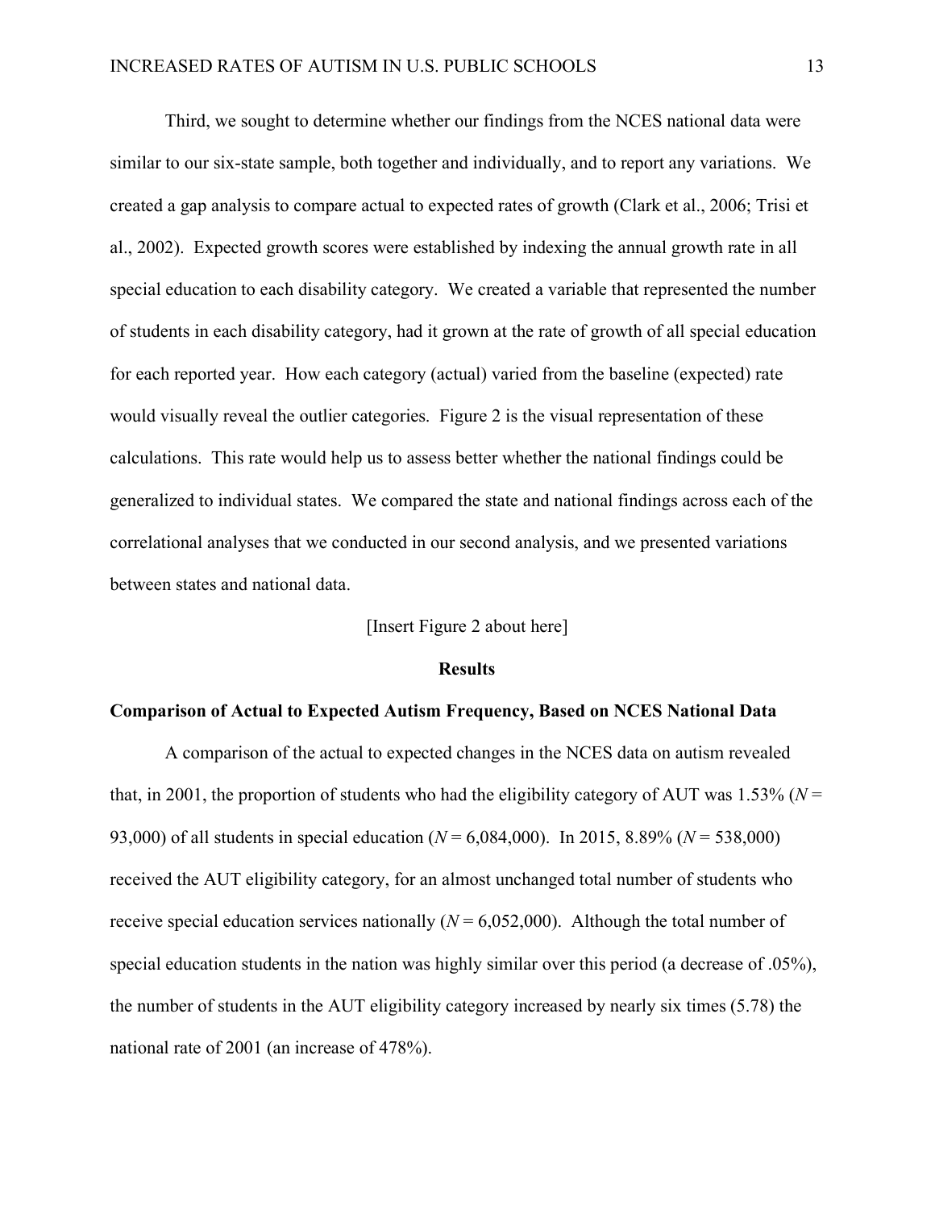Third, we sought to determine whether our findings from the NCES national data were similar to our six-state sample, both together and individually, and to report any variations. We created a gap analysis to compare actual to expected rates of growth (Clark et al., 2006; Trisi et al., 2002). Expected growth scores were established by indexing the annual growth rate in all special education to each disability category. We created a variable that represented the number of students in each disability category, had it grown at the rate of growth of all special education for each reported year. How each category (actual) varied from the baseline (expected) rate would visually reveal the outlier categories. Figure 2 is the visual representation of these calculations. This rate would help us to assess better whether the national findings could be generalized to individual states. We compared the state and national findings across each of the correlational analyses that we conducted in our second analysis, and we presented variations between states and national data.

[Insert Figure 2 about here]

## Results

### Comparison of Actual to Expected Autism Frequency, Based on NCES National Data

A comparison of the actual to expected changes in the NCES data on autism revealed that, in 2001, the proportion of students who had the eligibility category of AUT was 1.53% ($N$ = 93,000) of all students in special education ($N$ = 6,084,000). In 2015, 8.89% ($N$ = 538,000) received the AUT eligibility category, for an almost unchanged total number of students who receive special education services nationally ($N$ = 6,052,000). Although the total number of special education students in the nation was highly similar over this period (a decrease of .05%), the number of students in the AUT eligibility category increased by nearly six times (5.78) the national rate of 2001 (an increase of 478%).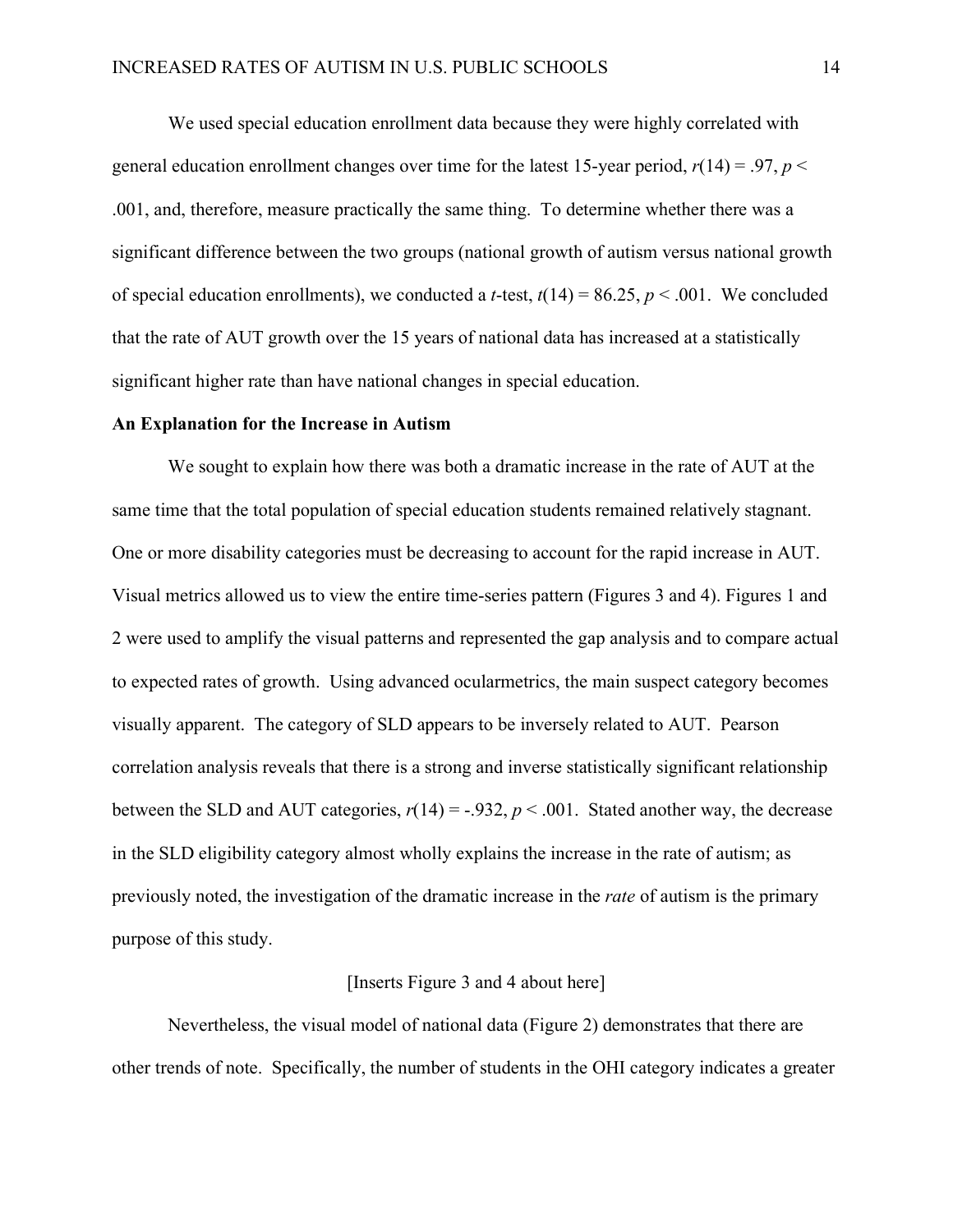We used special education enrollment data because they were highly correlated with general education enrollment changes over time for the latest 15-year period, $r(14) = .97$, $p < .001$, and, therefore, measure practically the same thing. To determine whether there was a significant difference between the two groups (national growth of autism versus national growth of special education enrollments), we conducted a *t*-test, $t(14) = 86.25$, $p < .001$. We concluded that the rate of AUT growth over the 15 years of national data has increased at a statistically significant higher rate than have national changes in special education.

**An Explanation for the Increase in Autism**

We sought to explain how there was both a dramatic increase in the rate of AUT at the same time that the total population of special education students remained relatively stagnant. One or more disability categories must be decreasing to account for the rapid increase in AUT. Visual metrics allowed us to view the entire time-series pattern (Figures 3 and 4). Figures 1 and 2 were used to amplify the visual patterns and represented the gap analysis and to compare actual to expected rates of growth. Using advanced ocularmetrics, the main suspect category becomes visually apparent. The category of SLD appears to be inversely related to AUT. Pearson correlation analysis reveals that there is a strong and inverse statistically significant relationship between the SLD and AUT categories, $r(14) = -.932$, $p < .001$. Stated another way, the decrease in the SLD eligibility category almost wholly explains the increase in the rate of autism; as previously noted, the investigation of the dramatic increase in the *rate* of autism is the primary purpose of this study.

[Inserts Figure 3 and 4 about here]

Nevertheless, the visual model of national data (Figure 2) demonstrates that there are other trends of note. Specifically, the number of students in the OHI category indicates a greater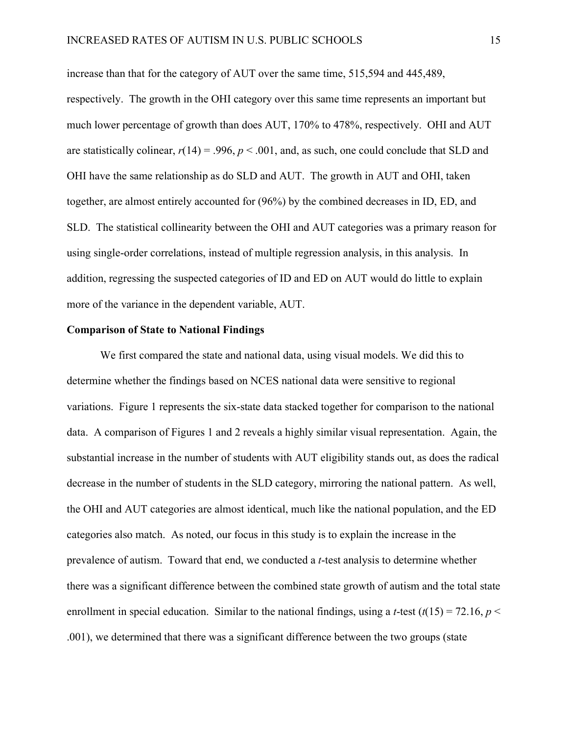increase than that for the category of AUT over the same time, 515,594 and 445,489, respectively. The growth in the OHI category over this same time represents an important but much lower percentage of growth than does AUT, 170% to 478%, respectively. OHI and AUT are statistically colinear, $r(14) = .996$, $p < .001$, and, as such, one could conclude that SLD and OHI have the same relationship as do SLD and AUT. The growth in AUT and OHI, taken together, are almost entirely accounted for (96%) by the combined decreases in ID, ED, and SLD. The statistical collinearity between the OHI and AUT categories was a primary reason for using single-order correlations, instead of multiple regression analysis, in this analysis. In addition, regressing the suspected categories of ID and ED on AUT would do little to explain more of the variance in the dependent variable, AUT.

**Comparison of State to National Findings**

We first compared the state and national data, using visual models. We did this to determine whether the findings based on NCES national data were sensitive to regional variations. Figure 1 represents the six-state data stacked together for comparison to the national data. A comparison of Figures 1 and 2 reveals a highly similar visual representation. Again, the substantial increase in the number of students with AUT eligibility stands out, as does the radical decrease in the number of students in the SLD category, mirroring the national pattern. As well, the OHI and AUT categories are almost identical, much like the national population, and the ED categories also match. As noted, our focus in this study is to explain the increase in the prevalence of autism. Toward that end, we conducted a *t*-test analysis to determine whether there was a significant difference between the combined state growth of autism and the total state enrollment in special education. Similar to the national findings, using a *t*-test ($t(15) = 72.16$, $p < .001$), we determined that there was a significant difference between the two groups (state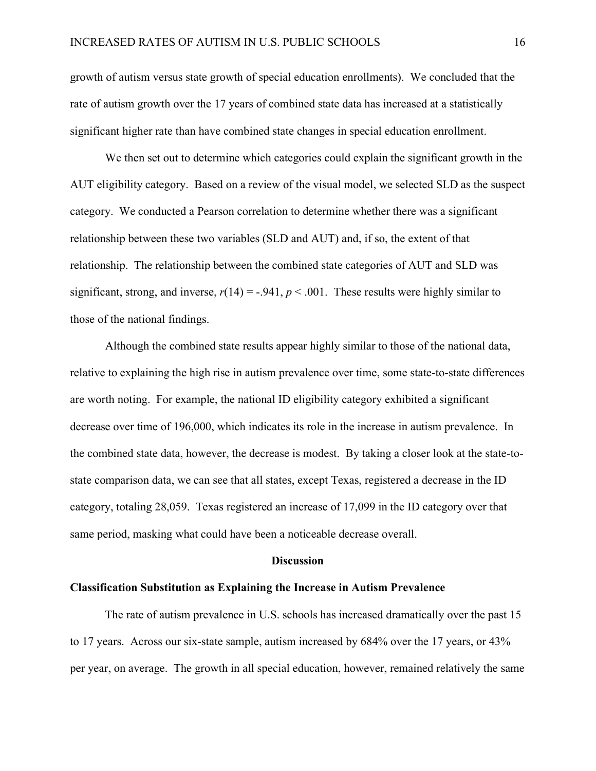growth of autism versus state growth of special education enrollments). We concluded that the rate of autism growth over the 17 years of combined state data has increased at a statistically significant higher rate than have combined state changes in special education enrollment.

We then set out to determine which categories could explain the significant growth in the AUT eligibility category. Based on a review of the visual model, we selected SLD as the suspect category. We conducted a Pearson correlation to determine whether there was a significant relationship between these two variables (SLD and AUT) and, if so, the extent of that relationship. The relationship between the combined state categories of AUT and SLD was significant, strong, and inverse, $r(14) = -.941$, $p < .001$. These results were highly similar to those of the national findings.

Although the combined state results appear highly similar to those of the national data, relative to explaining the high rise in autism prevalence over time, some state-to-state differences are worth noting. For example, the national ID eligibility category exhibited a significant decrease over time of 196,000, which indicates its role in the increase in autism prevalence. In the combined state data, however, the decrease is modest. By taking a closer look at the state-to-state comparison data, we can see that all states, except Texas, registered a decrease in the ID category, totaling 28,059. Texas registered an increase of 17,099 in the ID category over that same period, masking what could have been a noticeable decrease overall.

## Discussion

### Classification Substitution as Explaining the Increase in Autism Prevalence

The rate of autism prevalence in U.S. schools has increased dramatically over the past 15 to 17 years. Across our six-state sample, autism increased by 684% over the 17 years, or 43% per year, on average. The growth in all special education, however, remained relatively the same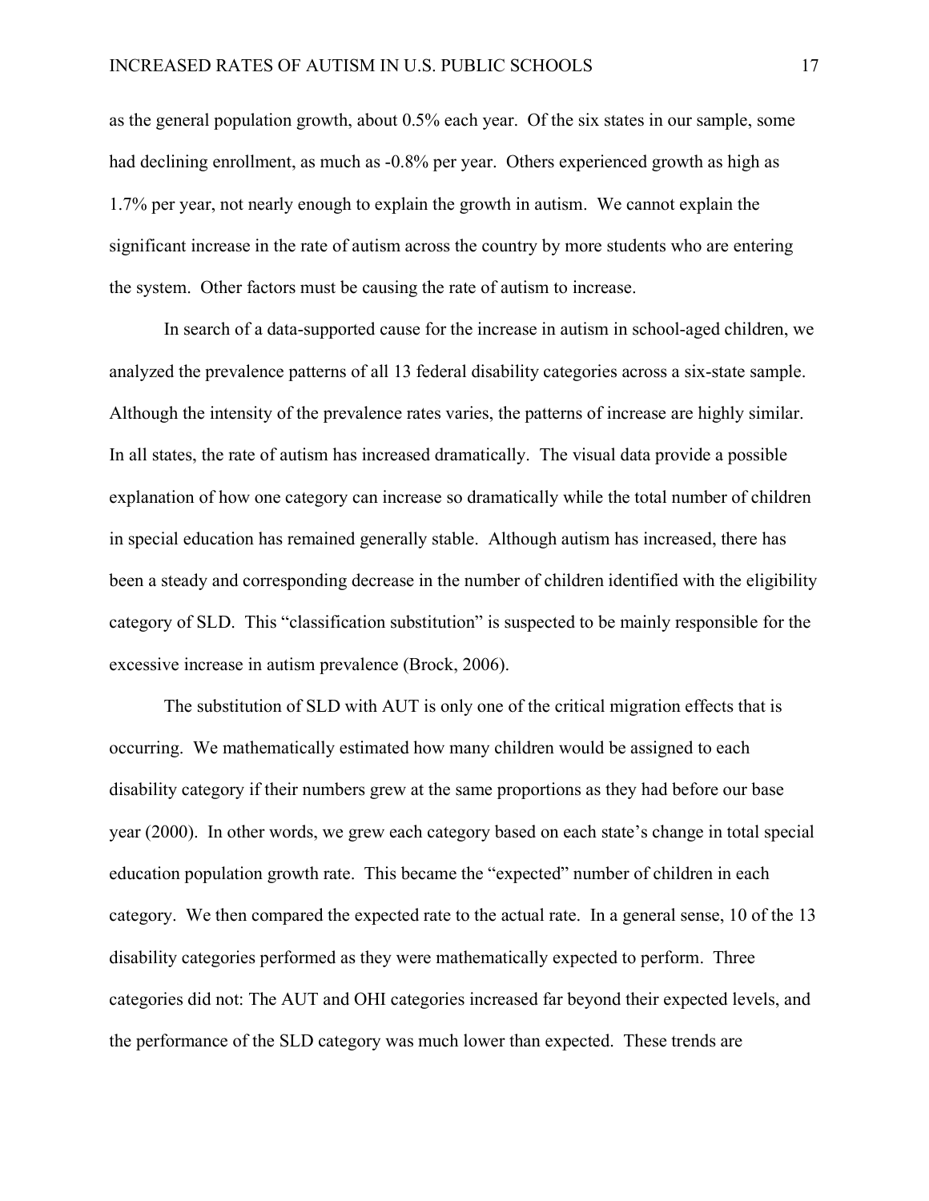as the general population growth, about 0.5% each year. Of the six states in our sample, some had declining enrollment, as much as -0.8% per year. Others experienced growth as high as 1.7% per year, not nearly enough to explain the growth in autism. We cannot explain the significant increase in the rate of autism across the country by more students who are entering the system. Other factors must be causing the rate of autism to increase.

In search of a data-supported cause for the increase in autism in school-aged children, we analyzed the prevalence patterns of all 13 federal disability categories across a six-state sample. Although the intensity of the prevalence rates varies, the patterns of increase are highly similar. In all states, the rate of autism has increased dramatically. The visual data provide a possible explanation of how one category can increase so dramatically while the total number of children in special education has remained generally stable. Although autism has increased, there has been a steady and corresponding decrease in the number of children identified with the eligibility category of SLD. This "classification substitution" is suspected to be mainly responsible for the excessive increase in autism prevalence (Brock, 2006).

The substitution of SLD with AUT is only one of the critical migration effects that is occurring. We mathematically estimated how many children would be assigned to each disability category if their numbers grew at the same proportions as they had before our base year (2000). In other words, we grew each category based on each state's change in total special education population growth rate. This became the "expected" number of children in each category. We then compared the expected rate to the actual rate. In a general sense, 10 of the 13 disability categories performed as they were mathematically expected to perform. Three categories did not: The AUT and OHI categories increased far beyond their expected levels, and the performance of the SLD category was much lower than expected. These trends are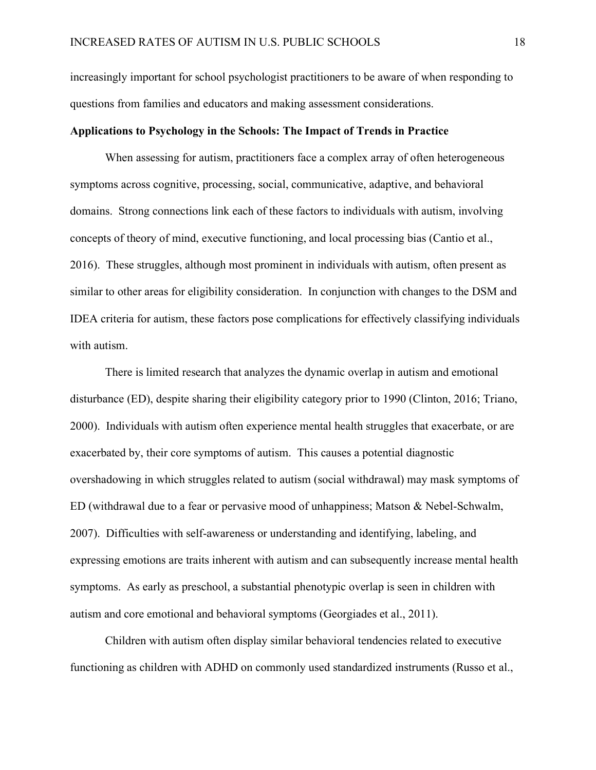increasingly important for school psychologist practitioners to be aware of when responding to questions from families and educators and making assessment considerations.

**Applications to Psychology in the Schools: The Impact of Trends in Practice**

When assessing for autism, practitioners face a complex array of often heterogeneous symptoms across cognitive, processing, social, communicative, adaptive, and behavioral domains. Strong connections link each of these factors to individuals with autism, involving concepts of theory of mind, executive functioning, and local processing bias (Cantio et al., 2016). These struggles, although most prominent in individuals with autism, often present as similar to other areas for eligibility consideration. In conjunction with changes to the DSM and IDEA criteria for autism, these factors pose complications for effectively classifying individuals with autism.

There is limited research that analyzes the dynamic overlap in autism and emotional disturbance (ED), despite sharing their eligibility category prior to 1990 (Clinton, 2016; Triano, 2000). Individuals with autism often experience mental health struggles that exacerbate, or are exacerbated by, their core symptoms of autism. This causes a potential diagnostic overshadowing in which struggles related to autism (social withdrawal) may mask symptoms of ED (withdrawal due to a fear or pervasive mood of unhappiness; Matson & Nebel-Schwalm, 2007). Difficulties with self-awareness or understanding and identifying, labeling, and expressing emotions are traits inherent with autism and can subsequently increase mental health symptoms. As early as preschool, a substantial phenotypic overlap is seen in children with autism and core emotional and behavioral symptoms (Georgiades et al., 2011).

Children with autism often display similar behavioral tendencies related to executive functioning as children with ADHD on commonly used standardized instruments (Russo et al.,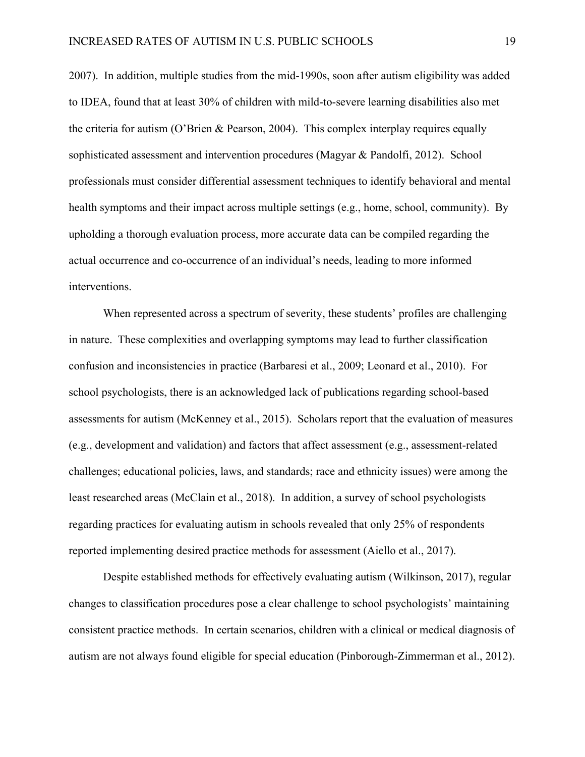2007). In addition, multiple studies from the mid-1990s, soon after autism eligibility was added to IDEA, found that at least 30% of children with mild-to-severe learning disabilities also met the criteria for autism (O'Brien & Pearson, 2004). This complex interplay requires equally sophisticated assessment and intervention procedures (Magyar & Pandolfi, 2012). School professionals must consider differential assessment techniques to identify behavioral and mental health symptoms and their impact across multiple settings (e.g., home, school, community). By upholding a thorough evaluation process, more accurate data can be compiled regarding the actual occurrence and co-occurrence of an individual's needs, leading to more informed interventions.

When represented across a spectrum of severity, these students' profiles are challenging in nature. These complexities and overlapping symptoms may lead to further classification confusion and inconsistencies in practice (Barbaresi et al., 2009; Leonard et al., 2010). For school psychologists, there is an acknowledged lack of publications regarding school-based assessments for autism (McKenney et al., 2015). Scholars report that the evaluation of measures (e.g., development and validation) and factors that affect assessment (e.g., assessment-related challenges; educational policies, laws, and standards; race and ethnicity issues) were among the least researched areas (McClain et al., 2018). In addition, a survey of school psychologists regarding practices for evaluating autism in schools revealed that only 25% of respondents reported implementing desired practice methods for assessment (Aiello et al., 2017).

Despite established methods for effectively evaluating autism (Wilkinson, 2017), regular changes to classification procedures pose a clear challenge to school psychologists' maintaining consistent practice methods. In certain scenarios, children with a clinical or medical diagnosis of autism are not always found eligible for special education (Pinborough-Zimmerman et al., 2012).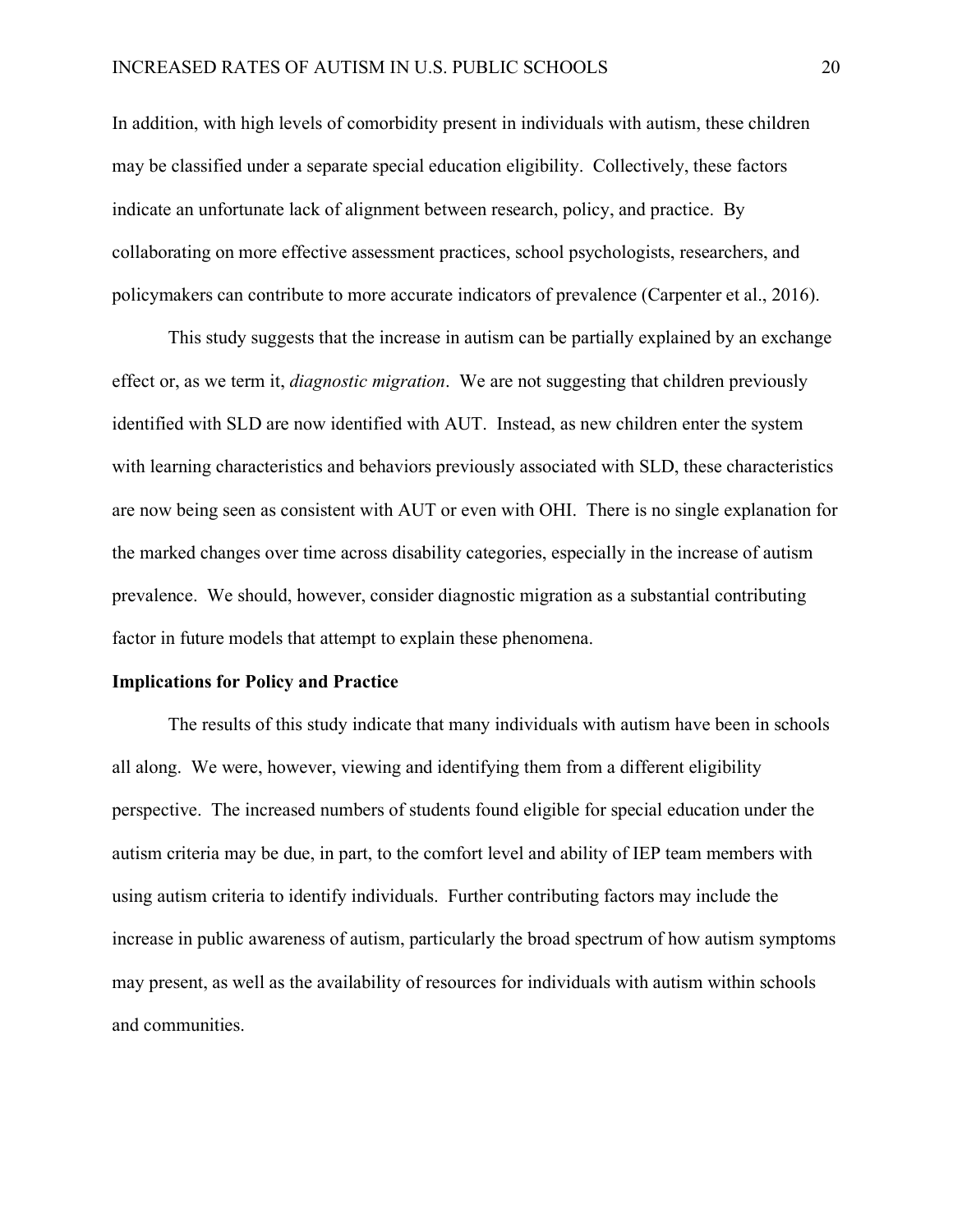In addition, with high levels of comorbidity present in individuals with autism, these children may be classified under a separate special education eligibility. Collectively, these factors indicate an unfortunate lack of alignment between research, policy, and practice. By collaborating on more effective assessment practices, school psychologists, researchers, and policymakers can contribute to more accurate indicators of prevalence (Carpenter et al., 2016).

This study suggests that the increase in autism can be partially explained by an exchange effect or, as we term it, *diagnostic migration*. We are not suggesting that children previously identified with SLD are now identified with AUT. Instead, as new children enter the system with learning characteristics and behaviors previously associated with SLD, these characteristics are now being seen as consistent with AUT or even with OHI. There is no single explanation for the marked changes over time across disability categories, especially in the increase of autism prevalence. We should, however, consider diagnostic migration as a substantial contributing factor in future models that attempt to explain these phenomena.

**Implications for Policy and Practice**

The results of this study indicate that many individuals with autism have been in schools all along. We were, however, viewing and identifying them from a different eligibility perspective. The increased numbers of students found eligible for special education under the autism criteria may be due, in part, to the comfort level and ability of IEP team members with using autism criteria to identify individuals. Further contributing factors may include the increase in public awareness of autism, particularly the broad spectrum of how autism symptoms may present, as well as the availability of resources for individuals with autism within schools and communities.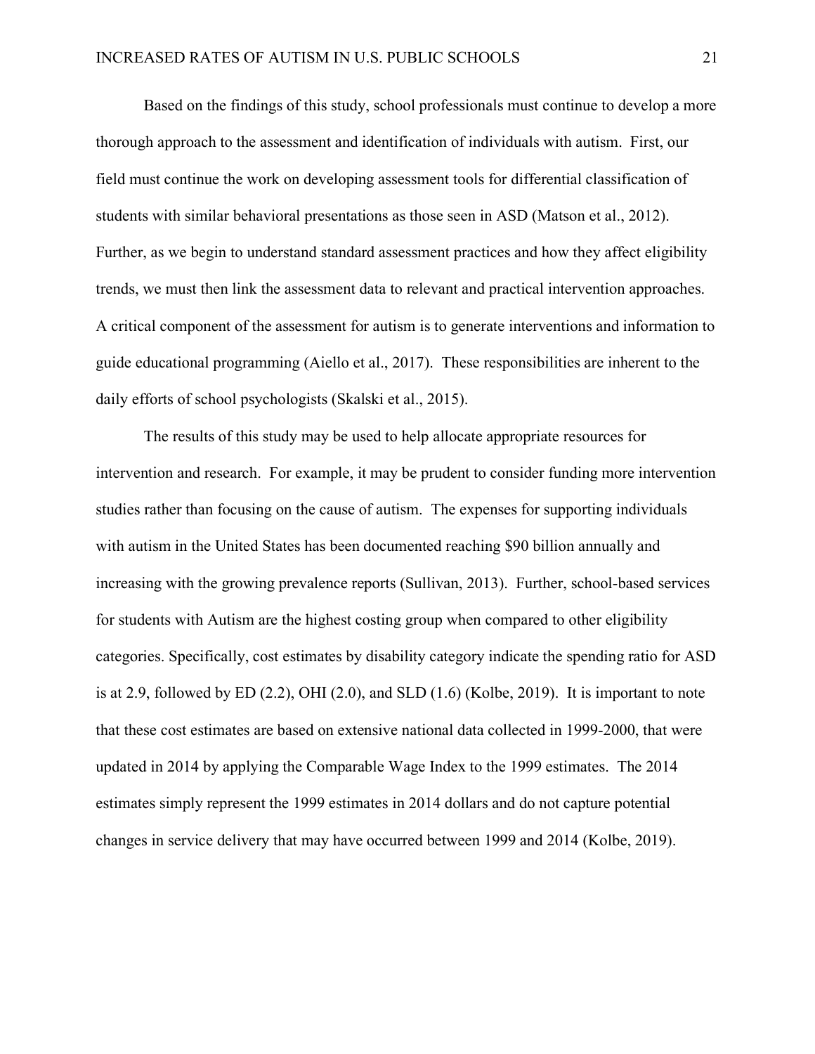Based on the findings of this study, school professionals must continue to develop a more thorough approach to the assessment and identification of individuals with autism. First, our field must continue the work on developing assessment tools for differential classification of students with similar behavioral presentations as those seen in ASD (Matson et al., 2012). Further, as we begin to understand standard assessment practices and how they affect eligibility trends, we must then link the assessment data to relevant and practical intervention approaches. A critical component of the assessment for autism is to generate interventions and information to guide educational programming (Aiello et al., 2017). These responsibilities are inherent to the daily efforts of school psychologists (Skalski et al., 2015).

The results of this study may be used to help allocate appropriate resources for intervention and research. For example, it may be prudent to consider funding more intervention studies rather than focusing on the cause of autism. The expenses for supporting individuals with autism in the United States has been documented reaching $90 billion annually and increasing with the growing prevalence reports (Sullivan, 2013). Further, school-based services for students with Autism are the highest costing group when compared to other eligibility categories. Specifically, cost estimates by disability category indicate the spending ratio for ASD is at 2.9, followed by ED (2.2), OHI (2.0), and SLD (1.6) (Kolbe, 2019). It is important to note that these cost estimates are based on extensive national data collected in 1999-2000, that were updated in 2014 by applying the Comparable Wage Index to the 1999 estimates. The 2014 estimates simply represent the 1999 estimates in 2014 dollars and do not capture potential changes in service delivery that may have occurred between 1999 and 2014 (Kolbe, 2019).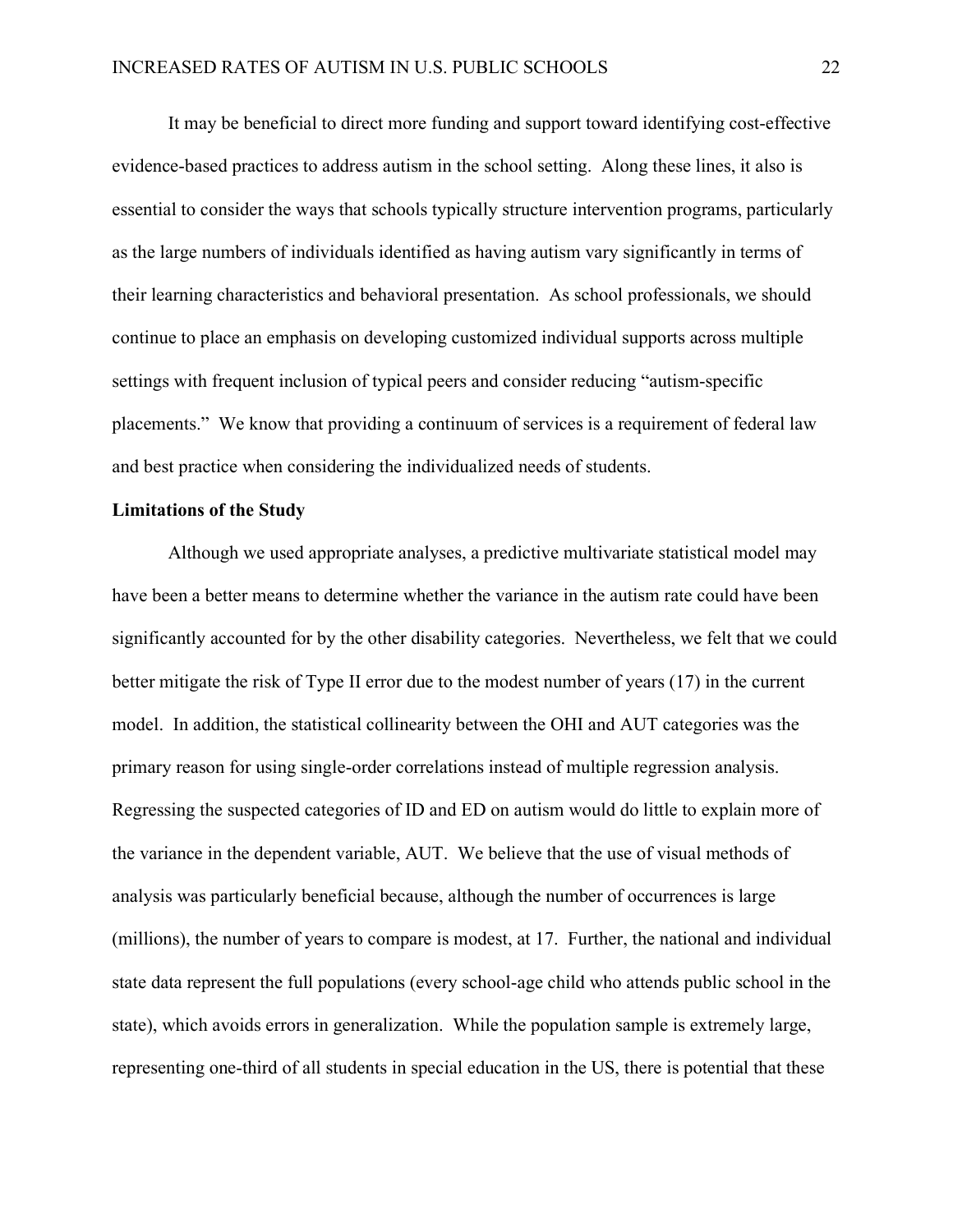It may be beneficial to direct more funding and support toward identifying cost-effective evidence-based practices to address autism in the school setting. Along these lines, it also is essential to consider the ways that schools typically structure intervention programs, particularly as the large numbers of individuals identified as having autism vary significantly in terms of their learning characteristics and behavioral presentation. As school professionals, we should continue to place an emphasis on developing customized individual supports across multiple settings with frequent inclusion of typical peers and consider reducing "autism-specific placements." We know that providing a continuum of services is a requirement of federal law and best practice when considering the individualized needs of students.

**Limitations of the Study**

Although we used appropriate analyses, a predictive multivariate statistical model may have been a better means to determine whether the variance in the autism rate could have been significantly accounted for by the other disability categories. Nevertheless, we felt that we could better mitigate the risk of Type II error due to the modest number of years (17) in the current model. In addition, the statistical collinearity between the OHI and AUT categories was the primary reason for using single-order correlations instead of multiple regression analysis. Regressing the suspected categories of ID and ED on autism would do little to explain more of the variance in the dependent variable, AUT. We believe that the use of visual methods of analysis was particularly beneficial because, although the number of occurrences is large (millions), the number of years to compare is modest, at 17. Further, the national and individual state data represent the full populations (every school-age child who attends public school in the state), which avoids errors in generalization. While the population sample is extremely large, representing one-third of all students in special education in the US, there is potential that these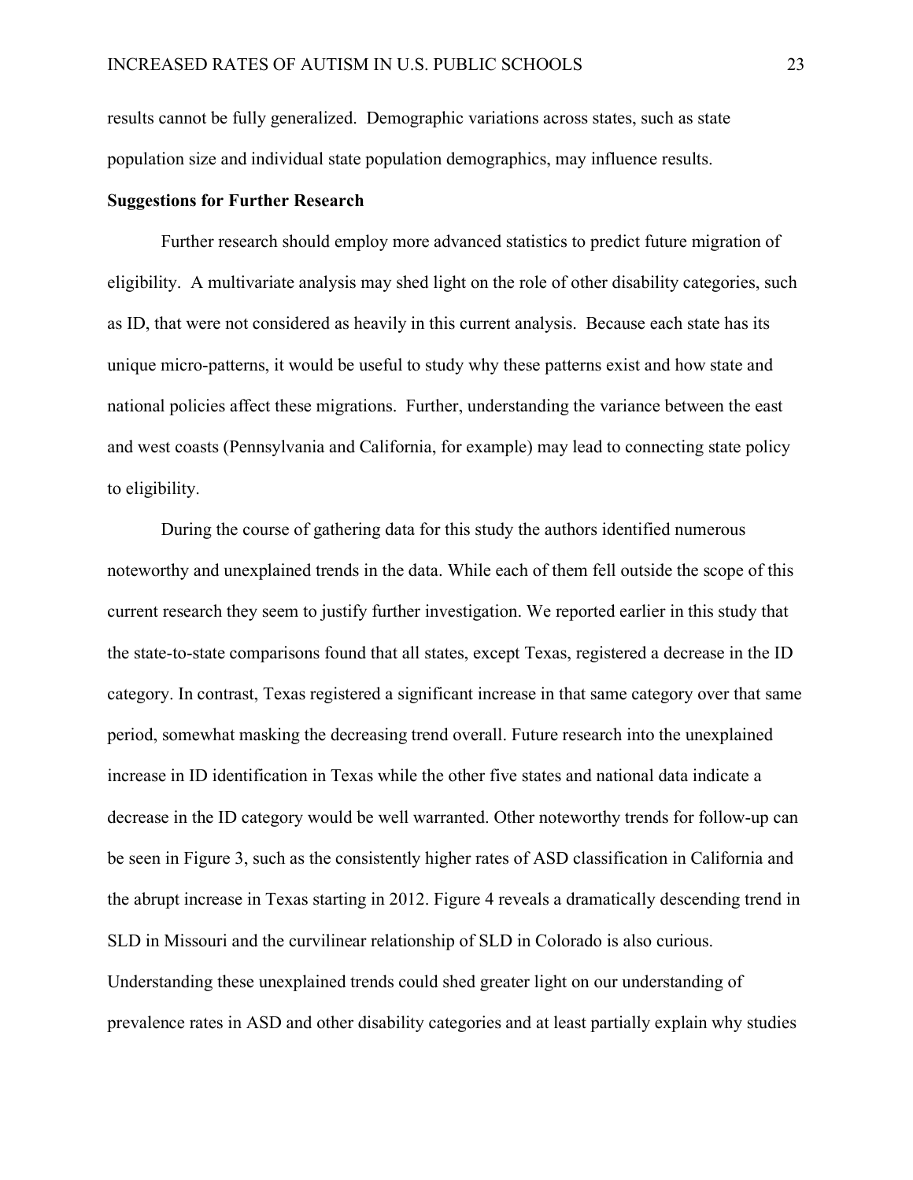results cannot be fully generalized. Demographic variations across states, such as state population size and individual state population demographics, may influence results.

**Suggestions for Further Research**

Further research should employ more advanced statistics to predict future migration of eligibility. A multivariate analysis may shed light on the role of other disability categories, such as ID, that were not considered as heavily in this current analysis. Because each state has its unique micro-patterns, it would be useful to study why these patterns exist and how state and national policies affect these migrations. Further, understanding the variance between the east and west coasts (Pennsylvania and California, for example) may lead to connecting state policy to eligibility.

During the course of gathering data for this study the authors identified numerous noteworthy and unexplained trends in the data. While each of them fell outside the scope of this current research they seem to justify further investigation. We reported earlier in this study that the state-to-state comparisons found that all states, except Texas, registered a decrease in the ID category. In contrast, Texas registered a significant increase in that same category over that same period, somewhat masking the decreasing trend overall. Future research into the unexplained increase in ID identification in Texas while the other five states and national data indicate a decrease in the ID category would be well warranted. Other noteworthy trends for follow-up can be seen in Figure 3, such as the consistently higher rates of ASD classification in California and the abrupt increase in Texas starting in 2012. Figure 4 reveals a dramatically descending trend in SLD in Missouri and the curvilinear relationship of SLD in Colorado is also curious. Understanding these unexplained trends could shed greater light on our understanding of prevalence rates in ASD and other disability categories and at least partially explain why studies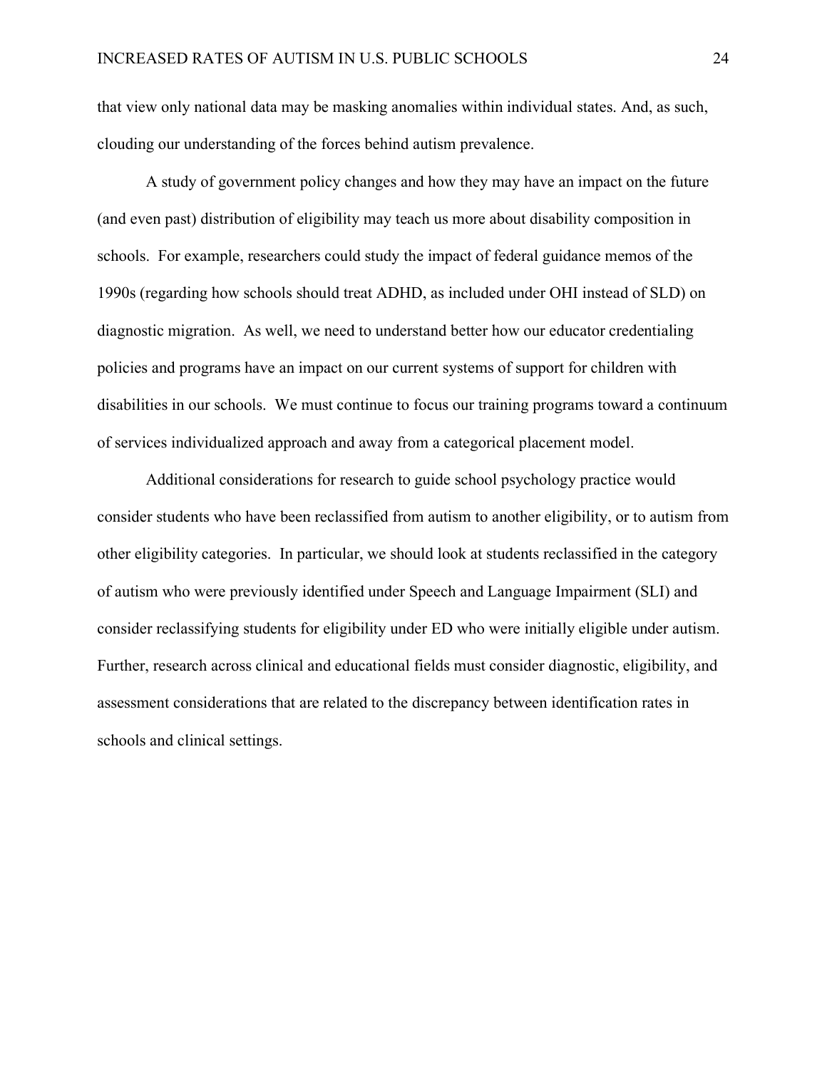that view only national data may be masking anomalies within individual states. And, as such, clouding our understanding of the forces behind autism prevalence.

A study of government policy changes and how they may have an impact on the future (and even past) distribution of eligibility may teach us more about disability composition in schools. For example, researchers could study the impact of federal guidance memos of the 1990s (regarding how schools should treat ADHD, as included under OHI instead of SLD) on diagnostic migration. As well, we need to understand better how our educator credentialing policies and programs have an impact on our current systems of support for children with disabilities in our schools. We must continue to focus our training programs toward a continuum of services individualized approach and away from a categorical placement model.

Additional considerations for research to guide school psychology practice would consider students who have been reclassified from autism to another eligibility, or to autism from other eligibility categories. In particular, we should look at students reclassified in the category of autism who were previously identified under Speech and Language Impairment (SLI) and consider reclassifying students for eligibility under ED who were initially eligible under autism. Further, research across clinical and educational fields must consider diagnostic, eligibility, and assessment considerations that are related to the discrepancy between identification rates in schools and clinical settings.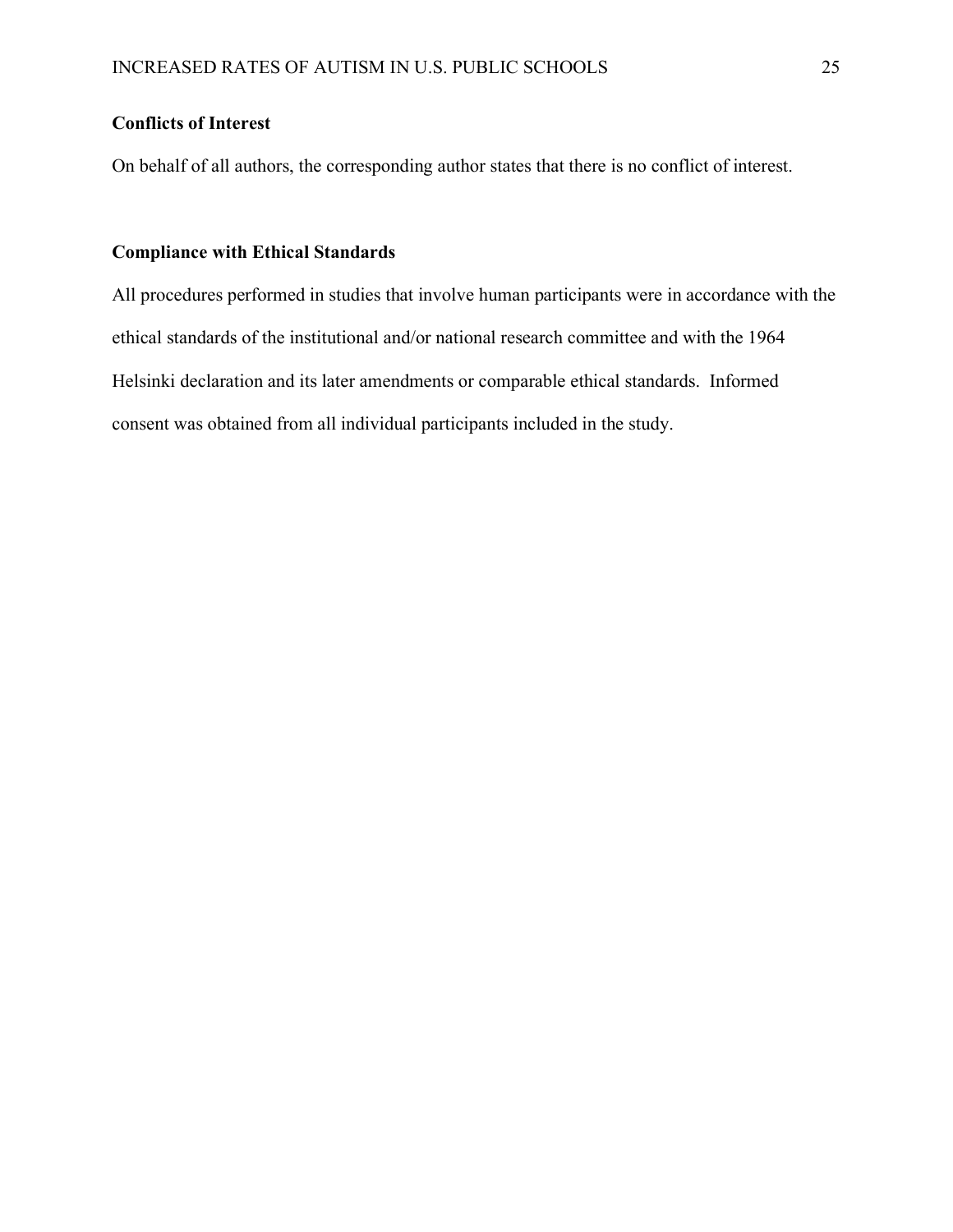**Conflicts of Interest**

On behalf of all authors, the corresponding author states that there is no conflict of interest.

**Compliance with Ethical Standards**

All procedures performed in studies that involve human participants were in accordance with the ethical standards of the institutional and/or national research committee and with the 1964 Helsinki declaration and its later amendments or comparable ethical standards. Informed consent was obtained from all individual participants included in the study.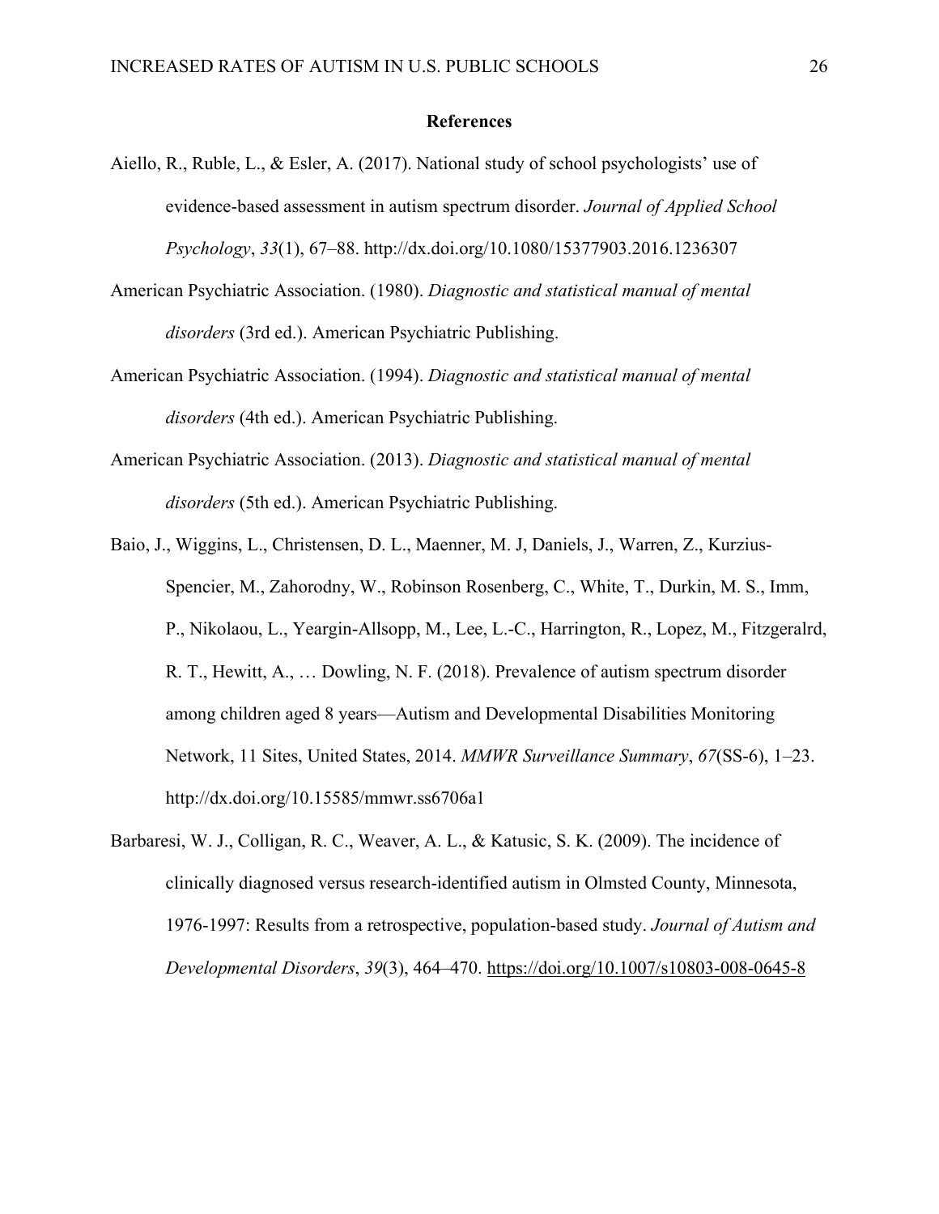## References

Aiello, R., Ruble, L., & Esler, A. (2017). National study of school psychologists' use of evidence-based assessment in autism spectrum disorder. *Journal of Applied School Psychology*, *33*(1), 67–88. http://dx.doi.org/10.1080/15377903.2016.1236307

American Psychiatric Association. (1980). *Diagnostic and statistical manual of mental disorders* (3rd ed.). American Psychiatric Publishing.

American Psychiatric Association. (1994). *Diagnostic and statistical manual of mental disorders* (4th ed.). American Psychiatric Publishing.

American Psychiatric Association. (2013). *Diagnostic and statistical manual of mental disorders* (5th ed.). American Psychiatric Publishing.

Baio, J., Wiggins, L., Christensen, D. L., Maenner, M. J, Daniels, J., Warren, Z., Kurzius-Spencier, M., Zahorodny, W., Robinson Rosenberg, C., White, T., Durkin, M. S., Imm, P., Nikolaou, L., Yeargin-Allsopp, M., Lee, L.-C., Harrington, R., Lopez, M., Fitzgeralrd, R. T., Hewitt, A., … Dowling, N. F. (2018). Prevalence of autism spectrum disorder among children aged 8 years—Autism and Developmental Disabilities Monitoring Network, 11 Sites, United States, 2014. *MMWR Surveillance Summary*, *67*(SS-6), 1–23. http://dx.doi.org/10.15585/mmwr.ss6706a1

Barbaresi, W. J., Colligan, R. C., Weaver, A. L., & Katusic, S. K. (2009). The incidence of clinically diagnosed versus research-identified autism in Olmsted County, Minnesota, 1976-1997: Results from a retrospective, population-based study. *Journal of Autism and Developmental Disorders*, *39*(3), 464–470. https://doi.org/10.1007/s10803-008-0645-8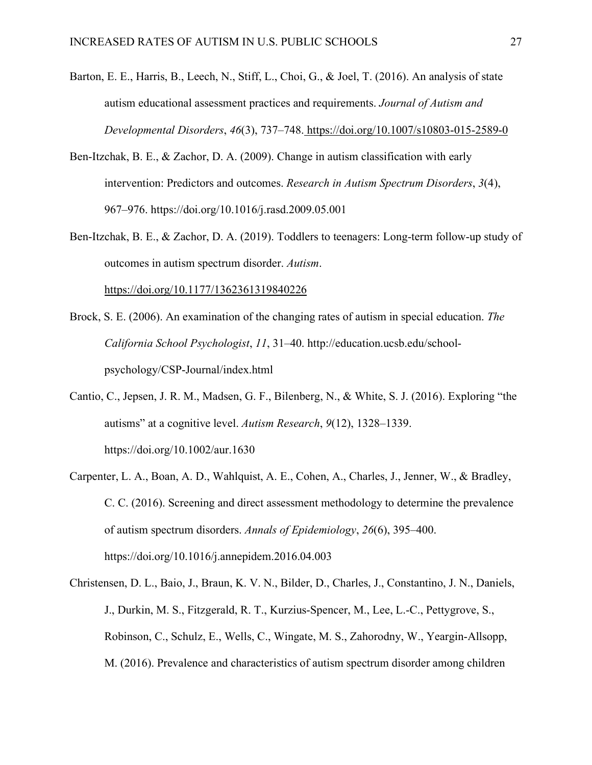Barton, E. E., Harris, B., Leech, N., Stiff, L., Choi, G., & Joel, T. (2016). An analysis of state autism educational assessment practices and requirements. *Journal of Autism and Developmental Disorders*, *46*(3), 737–748. https://doi.org/10.1007/s10803-015-2589-0

Ben-Itzchak, B. E., & Zachor, D. A. (2009). Change in autism classification with early intervention: Predictors and outcomes. *Research in Autism Spectrum Disorders*, *3*(4), 967–976. https://doi.org/10.1016/j.rasd.2009.05.001

Ben-Itzchak, B. E., & Zachor, D. A. (2019). Toddlers to teenagers: Long-term follow-up study of outcomes in autism spectrum disorder. *Autism*. https://doi.org/10.1177/1362361319840226

Brock, S. E. (2006). An examination of the changing rates of autism in special education. *The California School Psychologist*, *11*, 31–40. http://education.ucsb.edu/school-psychology/CSP-Journal/index.html

Cantio, C., Jepsen, J. R. M., Madsen, G. F., Bilenberg, N., & White, S. J. (2016). Exploring "the autisms" at a cognitive level. *Autism Research*, *9*(12), 1328–1339. https://doi.org/10.1002/aur.1630

Carpenter, L. A., Boan, A. D., Wahlquist, A. E., Cohen, A., Charles, J., Jenner, W., & Bradley, C. C. (2016). Screening and direct assessment methodology to determine the prevalence of autism spectrum disorders. *Annals of Epidemiology*, *26*(6), 395–400. https://doi.org/10.1016/j.annepidem.2016.04.003

Christensen, D. L., Baio, J., Braun, K. V. N., Bilder, D., Charles, J., Constantino, J. N., Daniels, J., Durkin, M. S., Fitzgerald, R. T., Kurzius-Spencer, M., Lee, L.-C., Pettygrove, S., Robinson, C., Schulz, E., Wells, C., Wingate, M. S., Zahorodny, W., Yeargin-Allsopp, M. (2016). Prevalence and characteristics of autism spectrum disorder among children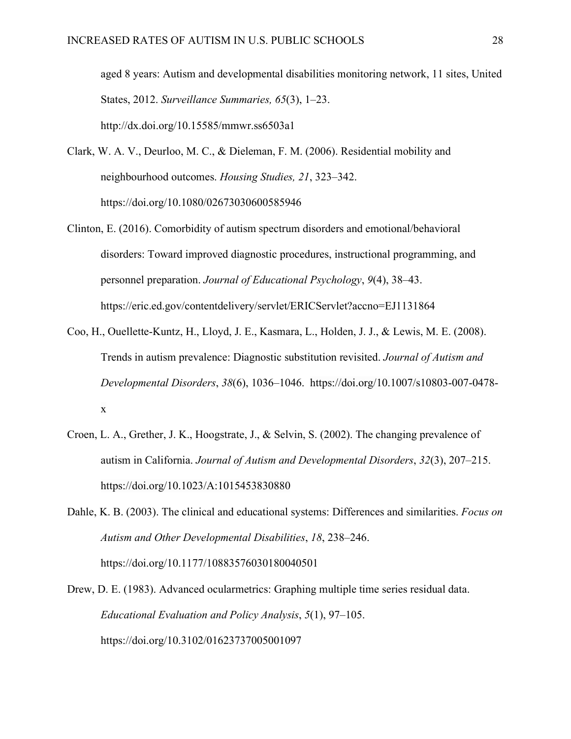aged 8 years: Autism and developmental disabilities monitoring network, 11 sites, United States, 2012. *Surveillance Summaries, 65*(3), 1–23. http://dx.doi.org/10.15585/mmwr.ss6503a1

Clark, W. A. V., Deurloo, M. C., & Dieleman, F. M. (2006). Residential mobility and neighbourhood outcomes. *Housing Studies, 21*, 323–342. https://doi.org/10.1080/02673030600585946

Clinton, E. (2016). Comorbidity of autism spectrum disorders and emotional/behavioral disorders: Toward improved diagnostic procedures, instructional programming, and personnel preparation. *Journal of Educational Psychology*, *9*(4), 38–43. https://eric.ed.gov/contentdelivery/servlet/ERICServlet?accno=EJ1131864

Coo, H., Ouellette-Kuntz, H., Lloyd, J. E., Kasmara, L., Holden, J. J., & Lewis, M. E. (2008). Trends in autism prevalence: Diagnostic substitution revisited. *Journal of Autism and Developmental Disorders*, *38*(6), 1036–1046. https://doi.org/10.1007/s10803-007-0478-x

Croen, L. A., Grether, J. K., Hoogstrate, J., & Selvin, S. (2002). The changing prevalence of autism in California. *Journal of Autism and Developmental Disorders*, *32*(3), 207–215. https://doi.org/10.1023/A:1015453830880

Dahle, K. B. (2003). The clinical and educational systems: Differences and similarities. *Focus on Autism and Other Developmental Disabilities*, *18*, 238–246. https://doi.org/10.1177/10883576030180040501

Drew, D. E. (1983). Advanced ocularmetrics: Graphing multiple time series residual data. *Educational Evaluation and Policy Analysis*, *5*(1), 97–105. https://doi.org/10.3102/01623737005001097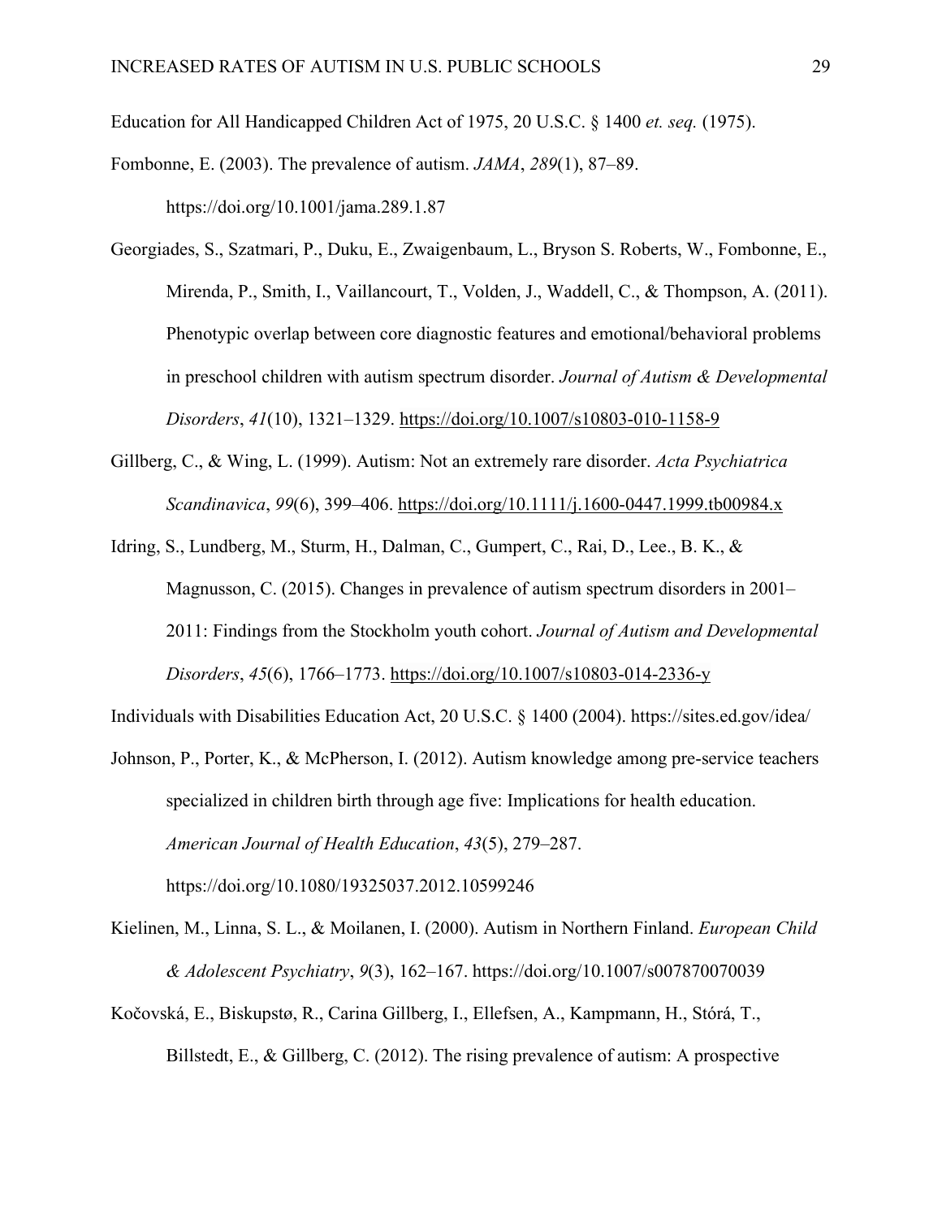Education for All Handicapped Children Act of 1975, 20 U.S.C. § 1400 *et. seq.* (1975).

Fombonne, E. (2003). The prevalence of autism. *JAMA*, *289*(1), 87–89. https://doi.org/10.1001/jama.289.1.87

Georgiades, S., Szatmari, P., Duku, E., Zwaigenbaum, L., Bryson S. Roberts, W., Fombonne, E., Mirenda, P., Smith, I., Vaillancourt, T., Volden, J., Waddell, C., & Thompson, A. (2011). Phenotypic overlap between core diagnostic features and emotional/behavioral problems in preschool children with autism spectrum disorder. *Journal of Autism & Developmental Disorders*, *41*(10), 1321–1329. https://doi.org/10.1007/s10803-010-1158-9

Gillberg, C., & Wing, L. (1999). Autism: Not an extremely rare disorder. *Acta Psychiatrica Scandinavica*, *99*(6), 399–406. https://doi.org/10.1111/j.1600-0447.1999.tb00984.x

Idring, S., Lundberg, M., Sturm, H., Dalman, C., Gumpert, C., Rai, D., Lee., B. K., & Magnusson, C. (2015). Changes in prevalence of autism spectrum disorders in 2001–2011: Findings from the Stockholm youth cohort. *Journal of Autism and Developmental Disorders*, *45*(6), 1766–1773. https://doi.org/10.1007/s10803-014-2336-y

Individuals with Disabilities Education Act, 20 U.S.C. § 1400 (2004). https://sites.ed.gov/idea/

Johnson, P., Porter, K., & McPherson, I. (2012). Autism knowledge among pre-service teachers specialized in children birth through age five: Implications for health education. *American Journal of Health Education*, *43*(5), 279–287. https://doi.org/10.1080/19325037.2012.10599246

Kielinen, M., Linna, S. L., & Moilanen, I. (2000). Autism in Northern Finland. *European Child & Adolescent Psychiatry*, *9*(3), 162–167. https://doi.org/10.1007/s007870070039

Kočovská, E., Biskupstø, R., Carina Gillberg, I., Ellefsen, A., Kampmann, H., Stórá, T., Billstedt, E., & Gillberg, C. (2012). The rising prevalence of autism: A prospective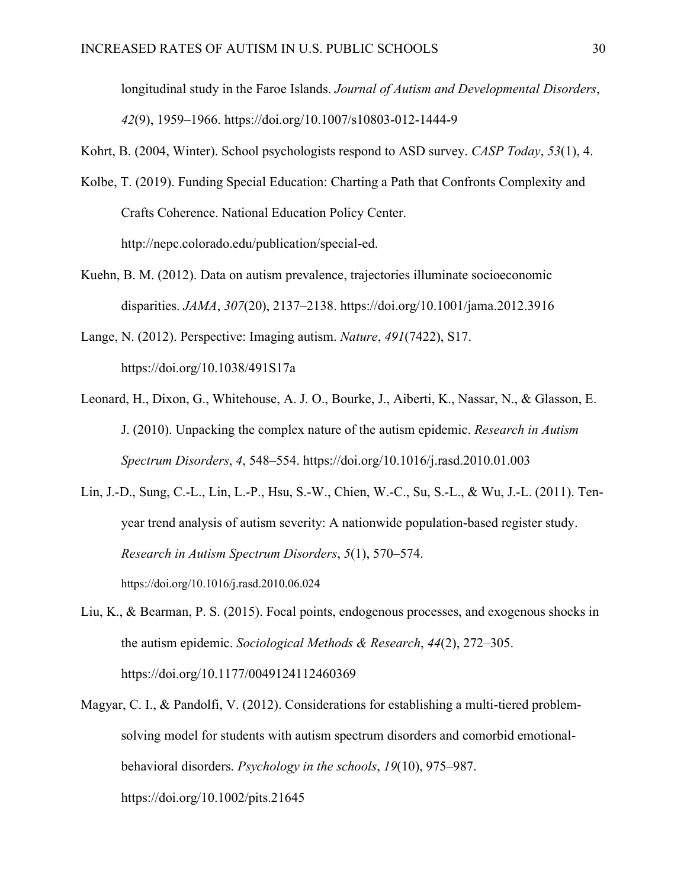longitudinal study in the Faroe Islands. *Journal of Autism and Developmental Disorders*, *42*(9), 1959–1966. https://doi.org/10.1007/s10803-012-1444-9

Kohrt, B. (2004, Winter). School psychologists respond to ASD survey. *CASP Today*, *53*(1), 4.

Kolbe, T. (2019). Funding Special Education: Charting a Path that Confronts Complexity and Crafts Coherence. National Education Policy Center. http://nepc.colorado.edu/publication/special-ed.

Kuehn, B. M. (2012). Data on autism prevalence, trajectories illuminate socioeconomic disparities. *JAMA*, *307*(20), 2137–2138. https://doi.org/10.1001/jama.2012.3916

Lange, N. (2012). Perspective: Imaging autism. *Nature*, *491*(7422), S17. https://doi.org/10.1038/491S17a

Leonard, H., Dixon, G., Whitehouse, A. J. O., Bourke, J., Aiberti, K., Nassar, N., & Glasson, E. J. (2010). Unpacking the complex nature of the autism epidemic. *Research in Autism Spectrum Disorders*, *4*, 548–554. https://doi.org/10.1016/j.rasd.2010.01.003

Lin, J.-D., Sung, C.-L., Lin, L.-P., Hsu, S.-W., Chien, W.-C., Su, S.-L., & Wu, J.-L. (2011). Ten-year trend analysis of autism severity: A nationwide population-based register study. *Research in Autism Spectrum Disorders*, *5*(1), 570–574. https://doi.org/10.1016/j.rasd.2010.06.024

Liu, K., & Bearman, P. S. (2015). Focal points, endogenous processes, and exogenous shocks in the autism epidemic. *Sociological Methods & Research*, *44*(2), 272–305. https://doi.org/10.1177/0049124112460369

Magyar, C. I., & Pandolfi, V. (2012). Considerations for establishing a multi-tiered problem-solving model for students with autism spectrum disorders and comorbid emotional-behavioral disorders. *Psychology in the schools*, *19*(10), 975–987. https://doi.org/10.1002/pits.21645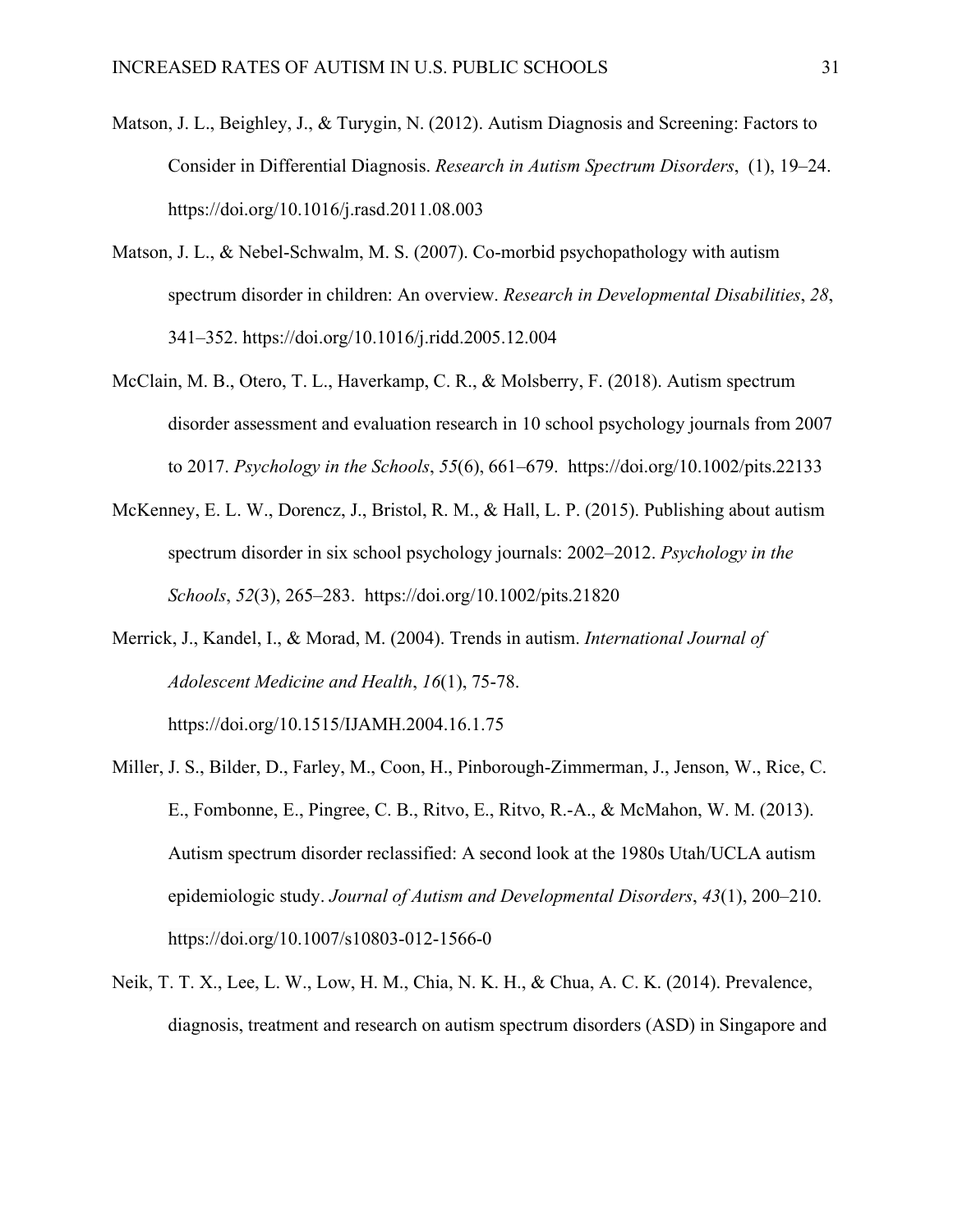Matson, J. L., Beighley, J., & Turygin, N. (2012). Autism Diagnosis and Screening: Factors to Consider in Differential Diagnosis. *Research in Autism Spectrum Disorders*, (1), 19–24. https://doi.org/10.1016/j.rasd.2011.08.003

Matson, J. L., & Nebel-Schwalm, M. S. (2007). Co-morbid psychopathology with autism spectrum disorder in children: An overview. *Research in Developmental Disabilities*, *28*, 341–352. https://doi.org/10.1016/j.ridd.2005.12.004

McClain, M. B., Otero, T. L., Haverkamp, C. R., & Molsberry, F. (2018). Autism spectrum disorder assessment and evaluation research in 10 school psychology journals from 2007 to 2017. *Psychology in the Schools*, *55*(6), 661–679. https://doi.org/10.1002/pits.22133

McKenney, E. L. W., Dorencz, J., Bristol, R. M., & Hall, L. P. (2015). Publishing about autism spectrum disorder in six school psychology journals: 2002–2012. *Psychology in the Schools*, *52*(3), 265–283. https://doi.org/10.1002/pits.21820

Merrick, J., Kandel, I., & Morad, M. (2004). Trends in autism. *International Journal of Adolescent Medicine and Health*, *16*(1), 75-78. https://doi.org/10.1515/IJAMH.2004.16.1.75

Miller, J. S., Bilder, D., Farley, M., Coon, H., Pinborough-Zimmerman, J., Jenson, W., Rice, C. E., Fombonne, E., Pingree, C. B., Ritvo, E., Ritvo, R.-A., & McMahon, W. M. (2013). Autism spectrum disorder reclassified: A second look at the 1980s Utah/UCLA autism epidemiologic study. *Journal of Autism and Developmental Disorders*, *43*(1), 200–210. https://doi.org/10.1007/s10803-012-1566-0

Neik, T. T. X., Lee, L. W., Low, H. M., Chia, N. K. H., & Chua, A. C. K. (2014). Prevalence, diagnosis, treatment and research on autism spectrum disorders (ASD) in Singapore and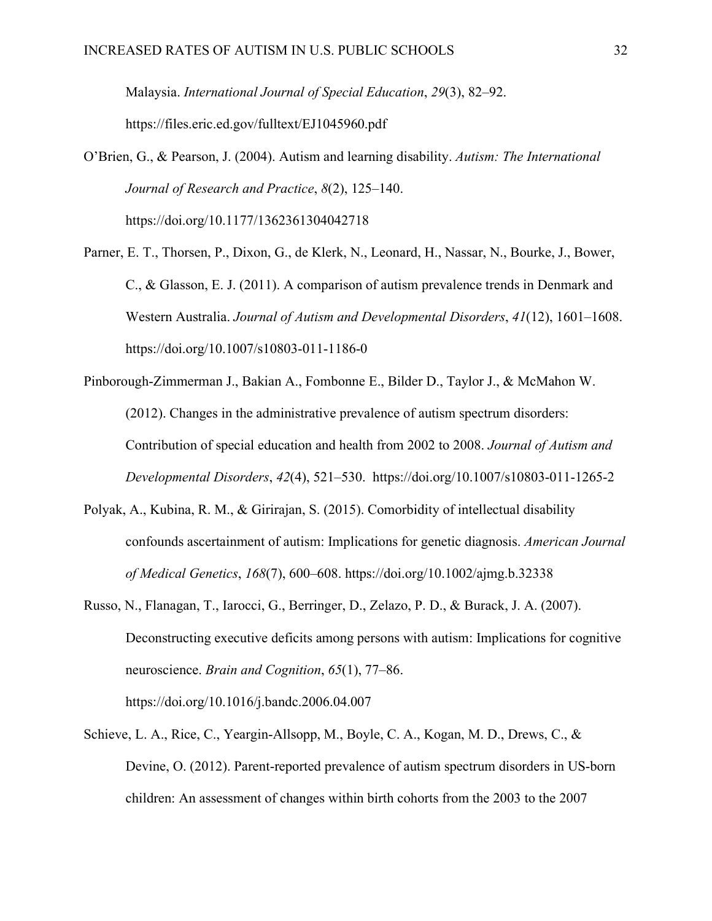Malaysia. *International Journal of Special Education*, *29*(3), 82–92. https://files.eric.ed.gov/fulltext/EJ1045960.pdf

O'Brien, G., & Pearson, J. (2004). Autism and learning disability. *Autism: The International Journal of Research and Practice*, *8*(2), 125–140. https://doi.org/10.1177/1362361304042718

Parner, E. T., Thorsen, P., Dixon, G., de Klerk, N., Leonard, H., Nassar, N., Bourke, J., Bower, C., & Glasson, E. J. (2011). A comparison of autism prevalence trends in Denmark and Western Australia. *Journal of Autism and Developmental Disorders*, *41*(12), 1601–1608. https://doi.org/10.1007/s10803-011-1186-0

Pinborough-Zimmerman J., Bakian A., Fombonne E., Bilder D., Taylor J., & McMahon W. (2012). Changes in the administrative prevalence of autism spectrum disorders: Contribution of special education and health from 2002 to 2008. *Journal of Autism and Developmental Disorders*, *42*(4), 521–530. https://doi.org/10.1007/s10803-011-1265-2

Polyak, A., Kubina, R. M., & Girirajan, S. (2015). Comorbidity of intellectual disability confounds ascertainment of autism: Implications for genetic diagnosis. *American Journal of Medical Genetics*, *168*(7), 600–608. https://doi.org/10.1002/ajmg.b.32338

Russo, N., Flanagan, T., Iarocci, G., Berringer, D., Zelazo, P. D., & Burack, J. A. (2007). Deconstructing executive deficits among persons with autism: Implications for cognitive neuroscience. *Brain and Cognition*, *65*(1), 77–86. https://doi.org/10.1016/j.bandc.2006.04.007

Schieve, L. A., Rice, C., Yeargin-Allsopp, M., Boyle, C. A., Kogan, M. D., Drews, C., & Devine, O. (2012). Parent-reported prevalence of autism spectrum disorders in US-born children: An assessment of changes within birth cohorts from the 2003 to the 2007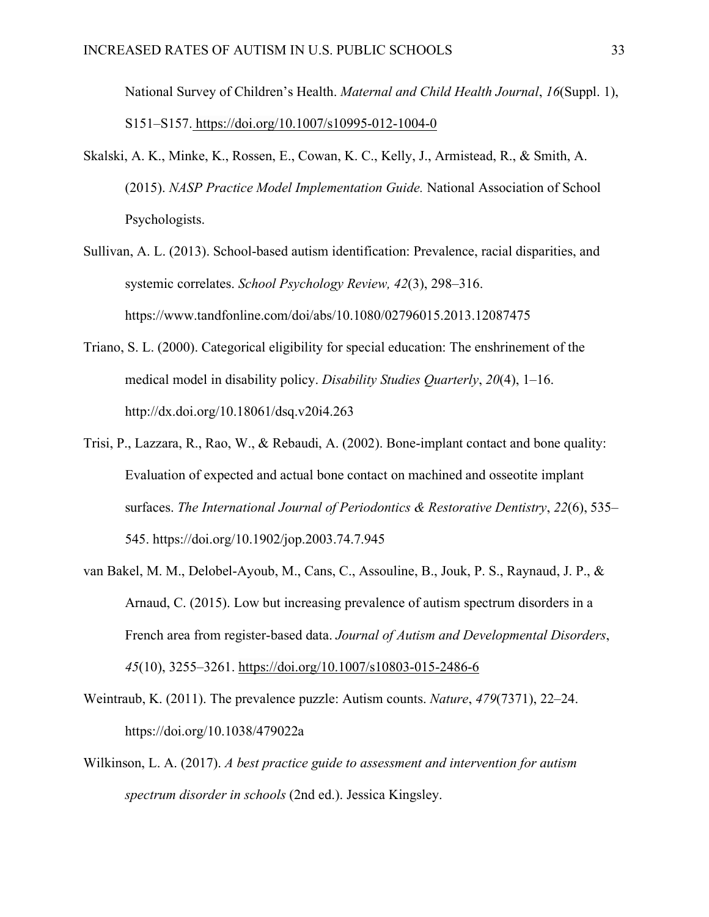National Survey of Children's Health. *Maternal and Child Health Journal*, *16*(Suppl. 1), S151–S157. https://doi.org/10.1007/s10995-012-1004-0

Skalski, A. K., Minke, K., Rossen, E., Cowan, K. C., Kelly, J., Armistead, R., & Smith, A. (2015). *NASP Practice Model Implementation Guide.* National Association of School Psychologists.

Sullivan, A. L. (2013). School-based autism identification: Prevalence, racial disparities, and systemic correlates. *School Psychology Review, 42*(3), 298–316. https://www.tandfonline.com/doi/abs/10.1080/02796015.2013.12087475

Triano, S. L. (2000). Categorical eligibility for special education: The enshrinement of the medical model in disability policy. *Disability Studies Quarterly*, *20*(4), 1–16. http://dx.doi.org/10.18061/dsq.v20i4.263

Trisi, P., Lazzara, R., Rao, W., & Rebaudi, A. (2002). Bone-implant contact and bone quality: Evaluation of expected and actual bone contact on machined and osseotite implant surfaces. *The International Journal of Periodontics & Restorative Dentistry*, *22*(6), 535–545. https://doi.org/10.1902/jop.2003.74.7.945

van Bakel, M. M., Delobel-Ayoub, M., Cans, C., Assouline, B., Jouk, P. S., Raynaud, J. P., & Arnaud, C. (2015). Low but increasing prevalence of autism spectrum disorders in a French area from register-based data. *Journal of Autism and Developmental Disorders*, *45*(10), 3255–3261. https://doi.org/10.1007/s10803-015-2486-6

Weintraub, K. (2011). The prevalence puzzle: Autism counts. *Nature*, *479*(7371), 22–24. https://doi.org/10.1038/479022a

Wilkinson, L. A. (2017). *A best practice guide to assessment and intervention for autism spectrum disorder in schools* (2nd ed.). Jessica Kingsley.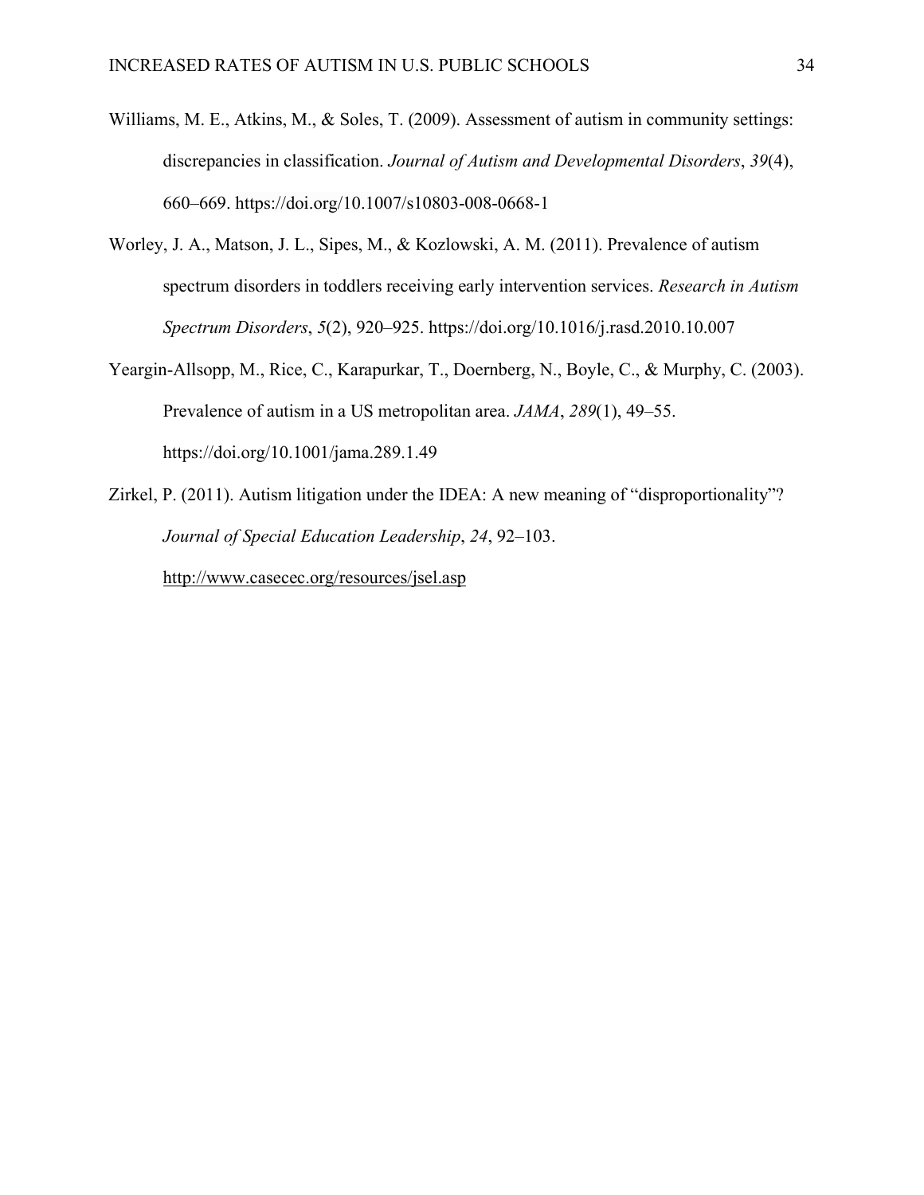Williams, M. E., Atkins, M., & Soles, T. (2009). Assessment of autism in community settings: discrepancies in classification. *Journal of Autism and Developmental Disorders*, *39*(4), 660–669. https://doi.org/10.1007/s10803-008-0668-1

Worley, J. A., Matson, J. L., Sipes, M., & Kozlowski, A. M. (2011). Prevalence of autism spectrum disorders in toddlers receiving early intervention services. *Research in Autism Spectrum Disorders*, *5*(2), 920–925. https://doi.org/10.1016/j.rasd.2010.10.007

Yeargin-Allsopp, M., Rice, C., Karapurkar, T., Doernberg, N., Boyle, C., & Murphy, C. (2003). Prevalence of autism in a US metropolitan area. *JAMA*, *289*(1), 49–55. https://doi.org/10.1001/jama.289.1.49

Zirkel, P. (2011). Autism litigation under the IDEA: A new meaning of “disproportionality”? *Journal of Special Education Leadership*, *24*, 92–103. http://www.casecec.org/resources/jsel.asp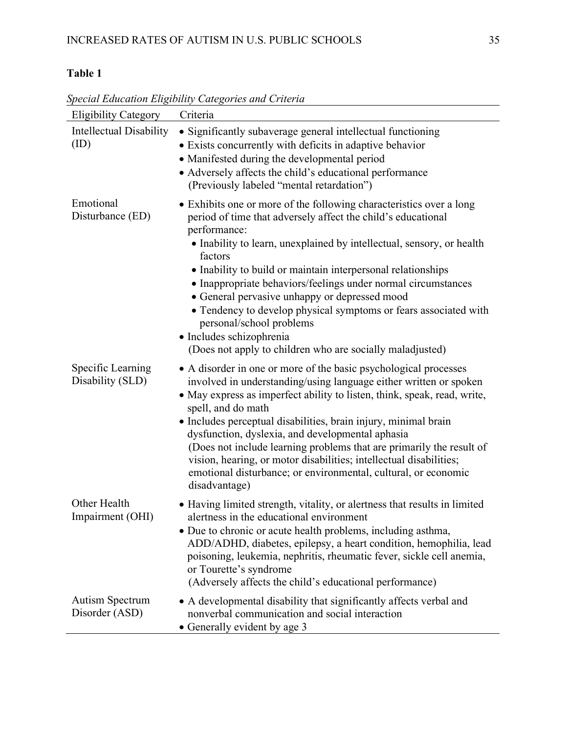**Table 1**

*Special Education Eligibility Categories and Criteria*

| Eligibility Category | Criteria |
|---|---|
| Intellectual Disability (ID) | • Significantly subaverage general intellectual functioning<br>• Exists concurrently with deficits in adaptive behavior<br>• Manifested during the developmental period<br>• Adversely affects the child's educational performance<br>(Previously labeled "mental retardation") |
| Emotional Disturbance (ED) | • Exhibits one or more of the following characteristics over a long period of time that adversely affect the child's educational performance:<br>• Inability to learn, unexplained by intellectual, sensory, or health factors<br>• Inability to build or maintain interpersonal relationships<br>• Inappropriate behaviors/feelings under normal circumstances<br>• General pervasive unhappy or depressed mood<br>• Tendency to develop physical symptoms or fears associated with personal/school problems<br>• Includes schizophrenia<br>(Does not apply to children who are socially maladjusted) |
| Specific Learning Disability (SLD) | • A disorder in one or more of the basic psychological processes involved in understanding/using language either written or spoken<br>• May express as imperfect ability to listen, think, speak, read, write, spell, and do math<br>• Includes perceptual disabilities, brain injury, minimal brain dysfunction, dyslexia, and developmental aphasia<br>(Does not include learning problems that are primarily the result of vision, hearing, or motor disabilities; intellectual disabilities; emotional disturbance; or environmental, cultural, or economic disadvantage) |
| Other Health Impairment (OHI) | • Having limited strength, vitality, or alertness that results in limited alertness in the educational environment<br>• Due to chronic or acute health problems, including asthma, ADD/ADHD, diabetes, epilepsy, a heart condition, hemophilia, lead poisoning, leukemia, nephritis, rheumatic fever, sickle cell anemia, or Tourette's syndrome<br>(Adversely affects the child's educational performance) |
| Autism Spectrum Disorder (ASD) | • A developmental disability that significantly affects verbal and nonverbal communication and social interaction<br>• Generally evident by age 3 |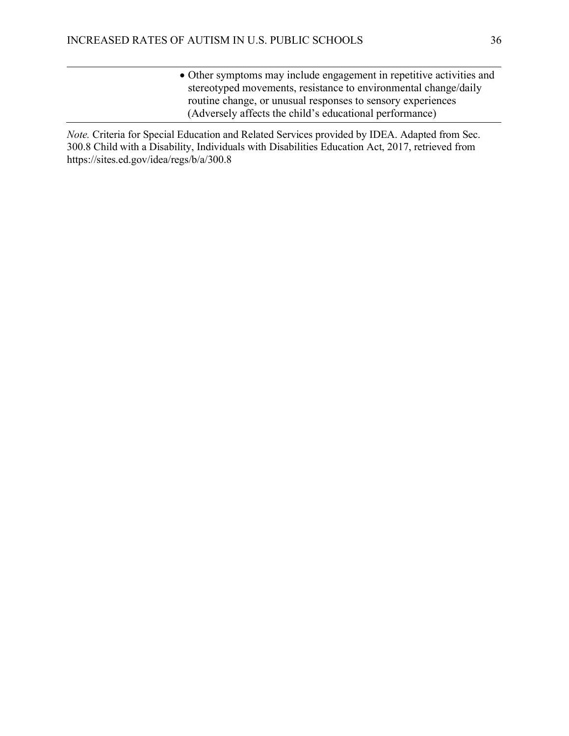| | |
|---|---|
| | • Other symptoms may include engagement in repetitive activities and stereotyped movements, resistance to environmental change/daily routine change, or unusual responses to sensory experiences (Adversely affects the child's educational performance) |

*Note.* Criteria for Special Education and Related Services provided by IDEA. Adapted from Sec. 300.8 Child with a Disability, Individuals with Disabilities Education Act, 2017, retrieved from https://sites.ed.gov/idea/regs/b/a/300.8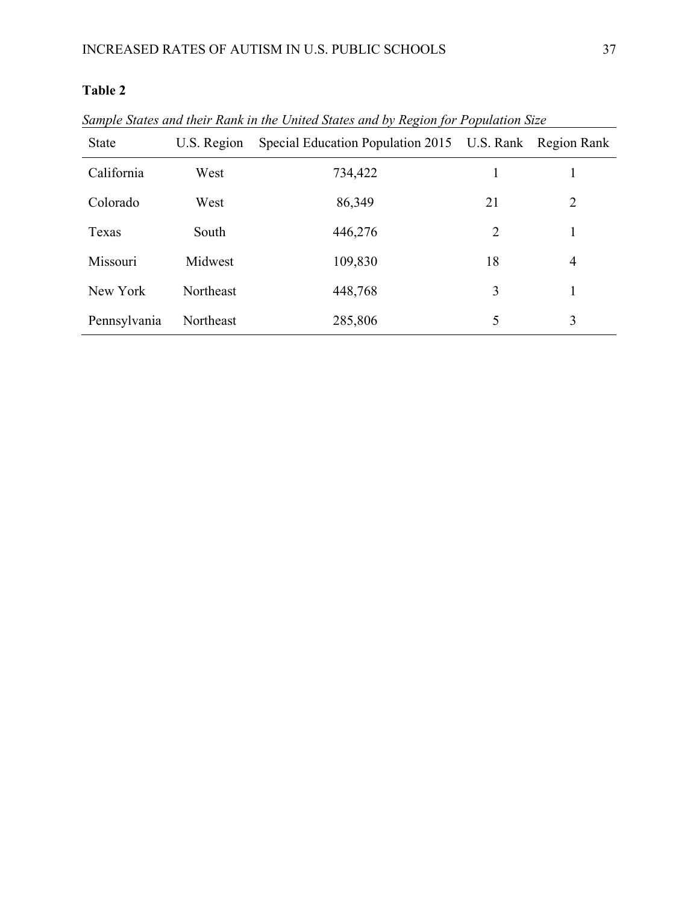**Table 2**

*Sample States and their Rank in the United States and by Region for Population Size*

| State | U.S. Region | Special Education Population 2015 | U.S. Rank | Region Rank |
|---|---|---|---|---|
| California | West | 734,422 | 1 | 1 |
| Colorado | West | 86,349 | 21 | 2 |
| Texas | South | 446,276 | 2 | 1 |
| Missouri | Midwest | 109,830 | 18 | 4 |
| New York | Northeast | 448,768 | 3 | 1 |
| Pennsylvania | Northeast | 285,806 | 5 | 3 |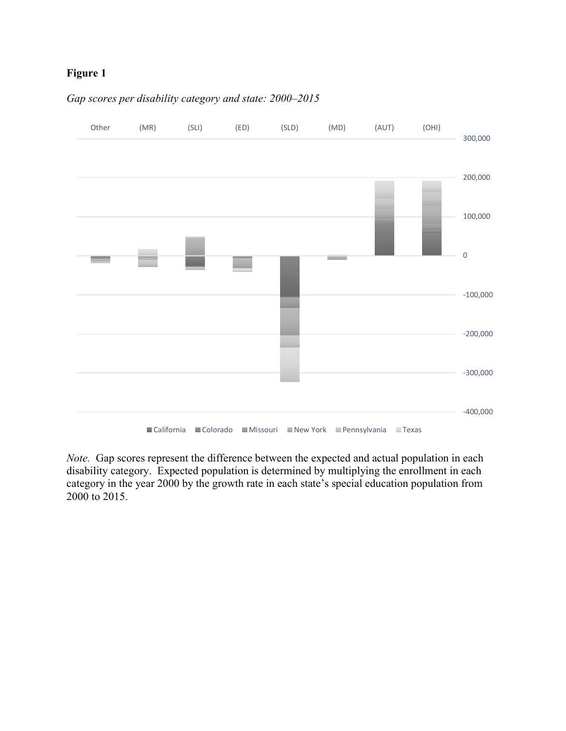**Figure 1**

*Gap scores per disability category and state: 2000–2015*

*Note.* Gap scores represent the difference between the expected and actual population in each disability category. Expected population is determined by multiplying the enrollment in each category in the year 2000 by the growth rate in each state's special education population from 2000 to 2015.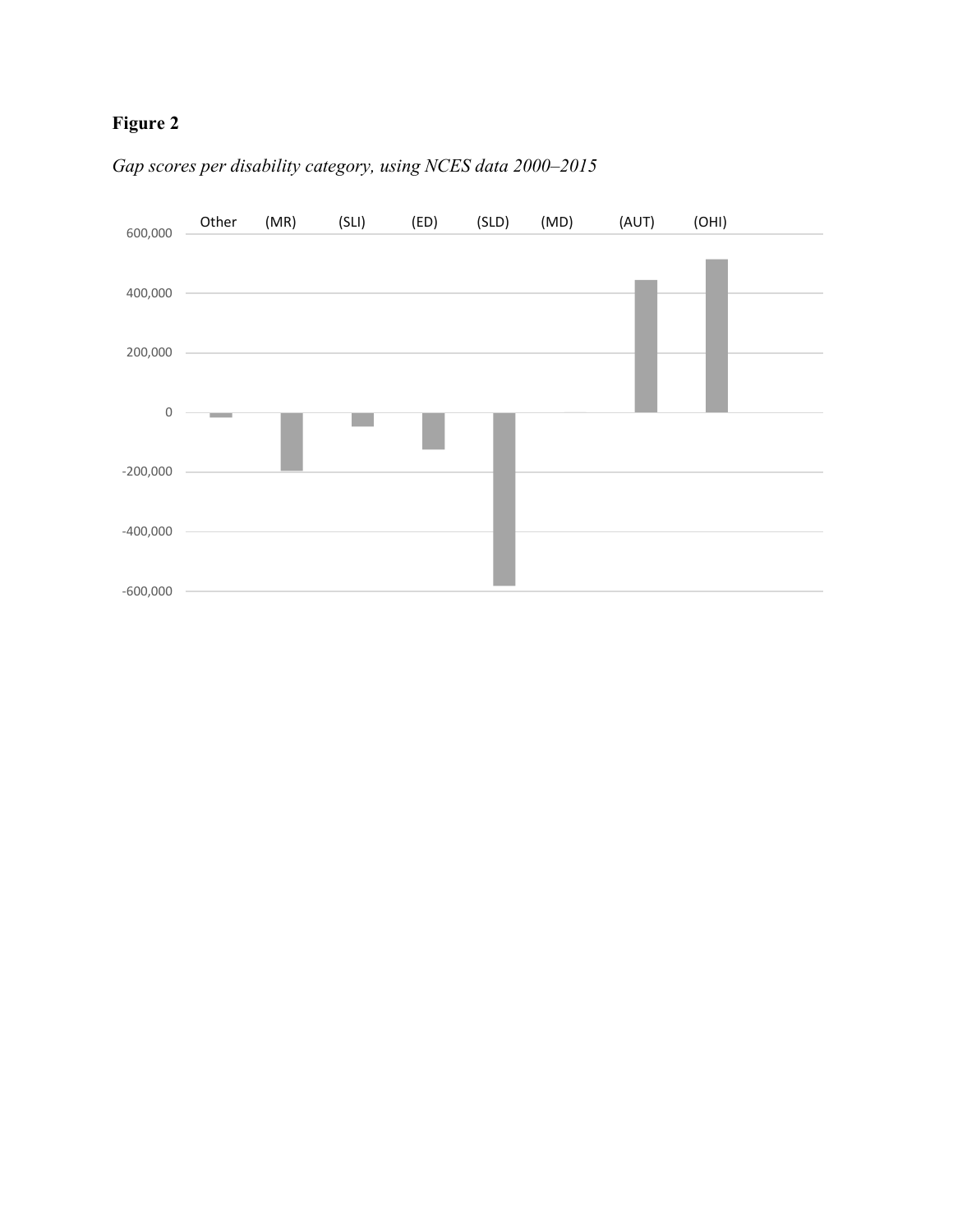**Figure 2**

*Gap scores per disability category, using NCES data 2000–2015*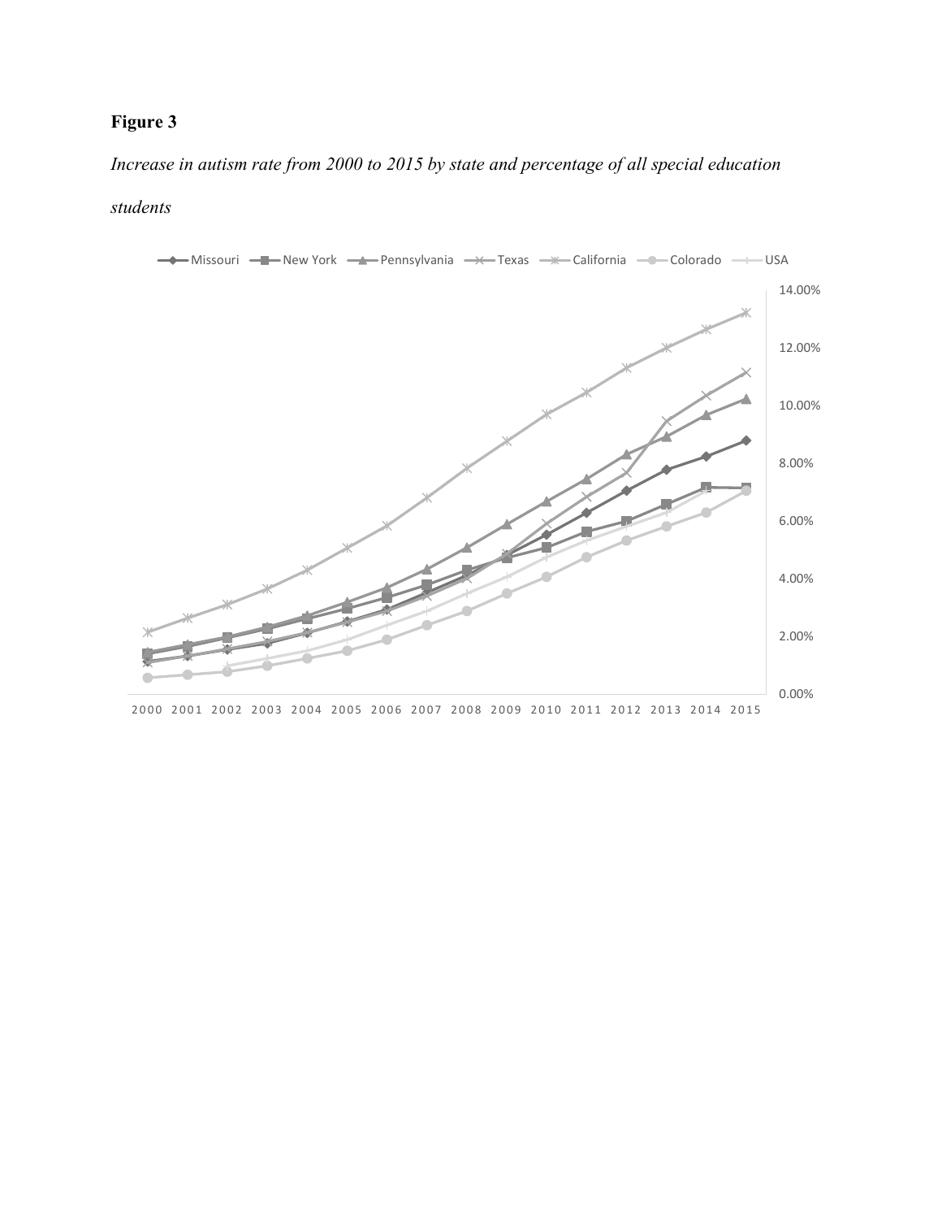**Figure 3**

*Increase in autism rate from 2000 to 2015 by state and percentage of all special education students*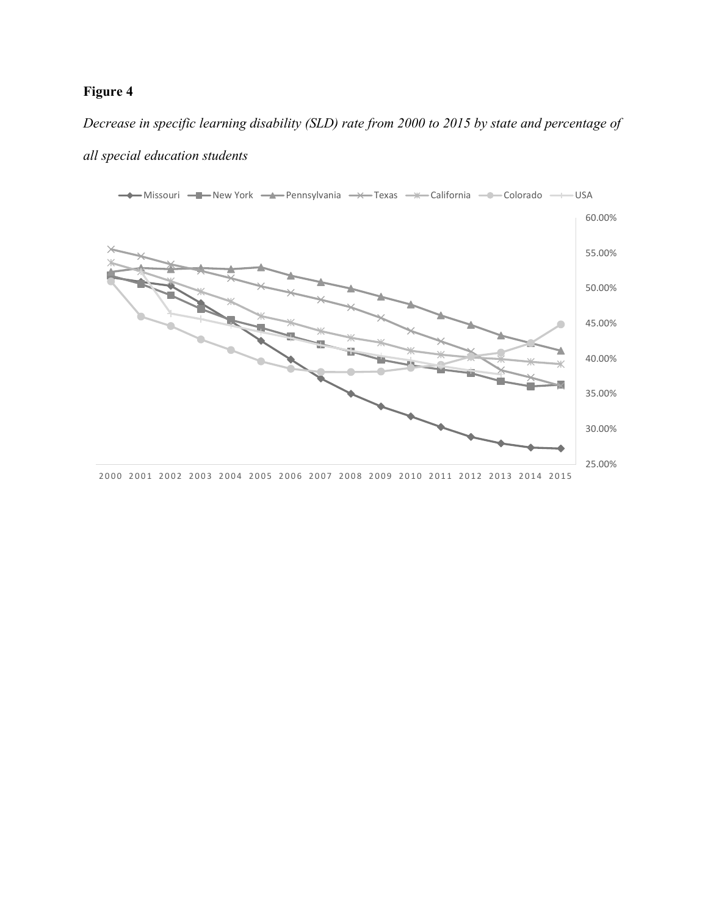**Figure 4**

*Decrease in specific learning disability (SLD) rate from 2000 to 2015 by state and percentage of all special education students*

Missouri  New York  Pennsylvania  Texas  California  Colorado  USA

60.00%
55.00%
50.00%
45.00%
40.00%
35.00%
30.00%
25.00%

2000 2001 2002 2003 2004 2005 2006 2007 2008 2009 2010 2011 2012 2013 2014 2015